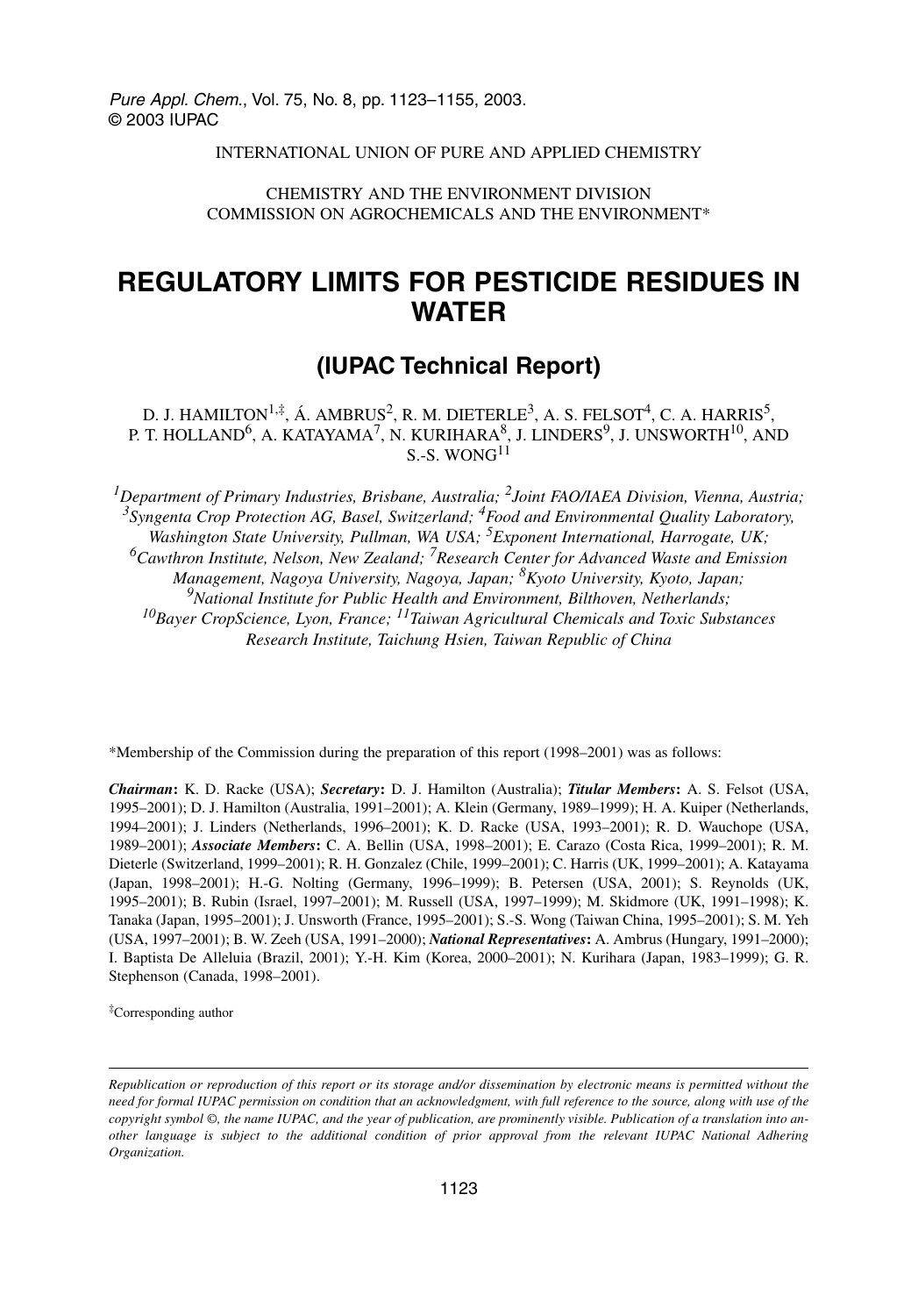INTERNATIONAL UNION OF PURE AND APPLIED CHEMISTRY

CHEMISTRY AND THE ENVIRONMENT DIVISION
COMMISSION ON AGROCHEMICALS AND THE ENVIRONMENT*

# REGULATORY LIMITS FOR PESTICIDE RESIDUES IN WATER

## (IUPAC Technical Report)

D. J. HAMILTON[1,‡], Á. AMBRUS[2], R. M. DIETERLE[3], A. S. FELSOT[4], C. A. HARRIS[5], P. T. HOLLAND[6], A. KATAYAMA[7], N. KURIHARA[8], J. LINDERS[9], J. UNSWORTH[10], AND S.-S. WONG[11]

*[1]Department of Primary Industries, Brisbane, Australia; [2]Joint FAO/IAEA Division, Vienna, Austria; [3]Syngenta Crop Protection AG, Basel, Switzerland; [4]Food and Environmental Quality Laboratory, Washington State University, Pullman, WA USA; [5]Exponent International, Harrogate, UK; [6]Cawthron Institute, Nelson, New Zealand; [7]Research Center for Advanced Waste and Emission Management, Nagoya University, Nagoya, Japan; [8]Kyoto University, Kyoto, Japan; [9]National Institute for Public Health and Environment, Bilthoven, Netherlands; [10]Bayer CropScience, Lyon, France; [11]Taiwan Agricultural Chemicals and Toxic Substances Research Institute, Taichung Hsien, Taiwan Republic of China*

*Membership of the Commission during the preparation of this report (1998–2001) was as follows:

***Chairman*:** K. D. Racke (USA); ***Secretary*:** D. J. Hamilton (Australia); ***Titular Members*:** A. S. Felsot (USA, 1995–2001); D. J. Hamilton (Australia, 1991–2001); A. Klein (Germany, 1989–1999); H. A. Kuiper (Netherlands, 1994–2001); J. Linders (Netherlands, 1996–2001); K. D. Racke (USA, 1993–2001); R. D. Wauchope (USA, 1989–2001); ***Associate Members*:** C. A. Bellin (USA, 1998–2001); E. Carazo (Costa Rica, 1999–2001); R. M. Dieterle (Switzerland, 1999–2001); R. H. Gonzalez (Chile, 1999–2001); C. Harris (UK, 1999–2001); A. Katayama (Japan, 1998–2001); H.-G. Nolting (Germany, 1996–1999); B. Petersen (USA, 2001); S. Reynolds (UK, 1995–2001); B. Rubin (Israel, 1997–2001); M. Russell (USA, 1997–1999); M. Skidmore (UK, 1991–1998); K. Tanaka (Japan, 1995–2001); J. Unsworth (France, 1995–2001); S.-S. Wong (Taiwan China, 1995–2001); S. M. Yeh (USA, 1997–2001); B. W. Zeeh (USA, 1991–2000); ***National Representatives*:** A. Ambrus (Hungary, 1991–2000); I. Baptista De Alleluia (Brazil, 2001); Y.-H. Kim (Korea, 2000–2001); N. Kurihara (Japan, 1983–1999); G. R. Stephenson (Canada, 1998–2001).

‡Corresponding author

*Republication or reproduction of this report or its storage and/or dissemination by electronic means is permitted without the need for formal IUPAC permission on condition that an acknowledgment, with full reference to the source, along with use of the copyright symbol ©, the name IUPAC, and the year of publication, are prominently visible. Publication of a translation into another language is subject to the additional condition of prior approval from the relevant IUPAC National Adhering Organization.*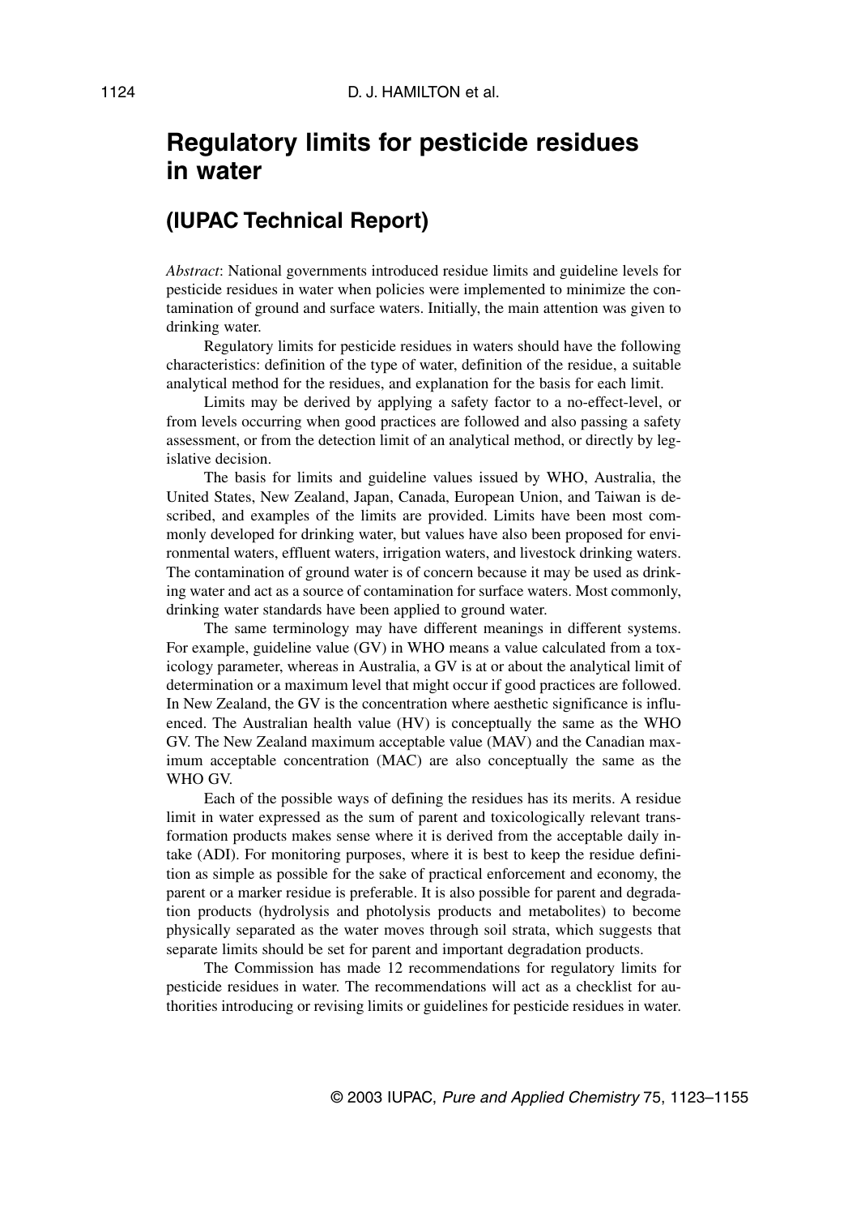# Regulatory limits for pesticide residues in water

## (IUPAC Technical Report)

*Abstract*: National governments introduced residue limits and guideline levels for pesticide residues in water when policies were implemented to minimize the contamination of ground and surface waters. Initially, the main attention was given to drinking water.

Regulatory limits for pesticide residues in waters should have the following characteristics: definition of the type of water, definition of the residue, a suitable analytical method for the residues, and explanation for the basis for each limit.

Limits may be derived by applying a safety factor to a no-effect-level, or from levels occurring when good practices are followed and also passing a safety assessment, or from the detection limit of an analytical method, or directly by legislative decision.

The basis for limits and guideline values issued by WHO, Australia, the United States, New Zealand, Japan, Canada, European Union, and Taiwan is described, and examples of the limits are provided. Limits have been most commonly developed for drinking water, but values have also been proposed for environmental waters, effluent waters, irrigation waters, and livestock drinking waters. The contamination of ground water is of concern because it may be used as drinking water and act as a source of contamination for surface waters. Most commonly, drinking water standards have been applied to ground water.

The same terminology may have different meanings in different systems. For example, guideline value (GV) in WHO means a value calculated from a toxicology parameter, whereas in Australia, a GV is at or about the analytical limit of determination or a maximum level that might occur if good practices are followed. In New Zealand, the GV is the concentration where aesthetic significance is influenced. The Australian health value (HV) is conceptually the same as the WHO GV. The New Zealand maximum acceptable value (MAV) and the Canadian maximum acceptable concentration (MAC) are also conceptually the same as the WHO GV.

Each of the possible ways of defining the residues has its merits. A residue limit in water expressed as the sum of parent and toxicologically relevant transformation products makes sense where it is derived from the acceptable daily intake (ADI). For monitoring purposes, where it is best to keep the residue definition as simple as possible for the sake of practical enforcement and economy, the parent or a marker residue is preferable. It is also possible for parent and degradation products (hydrolysis and photolysis products and metabolites) to become physically separated as the water moves through soil strata, which suggests that separate limits should be set for parent and important degradation products.

The Commission has made 12 recommendations for regulatory limits for pesticide residues in water. The recommendations will act as a checklist for authorities introducing or revising limits or guidelines for pesticide residues in water.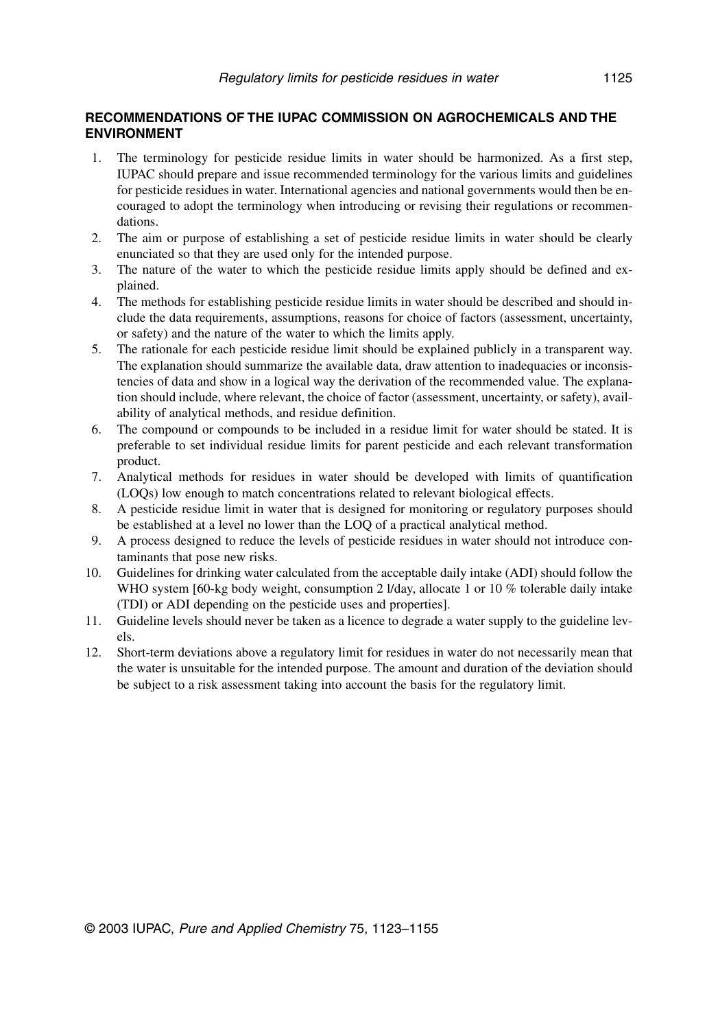## RECOMMENDATIONS OF THE IUPAC COMMISSION ON AGROCHEMICALS AND THE ENVIRONMENT

1. The terminology for pesticide residue limits in water should be harmonized. As a first step, IUPAC should prepare and issue recommended terminology for the various limits and guidelines for pesticide residues in water. International agencies and national governments would then be encouraged to adopt the terminology when introducing or revising their regulations or recommendations.
2. The aim or purpose of establishing a set of pesticide residue limits in water should be clearly enunciated so that they are used only for the intended purpose.
3. The nature of the water to which the pesticide residue limits apply should be defined and explained.
4. The methods for establishing pesticide residue limits in water should be described and should include the data requirements, assumptions, reasons for choice of factors (assessment, uncertainty, or safety) and the nature of the water to which the limits apply.
5. The rationale for each pesticide residue limit should be explained publicly in a transparent way. The explanation should summarize the available data, draw attention to inadequacies or inconsistencies of data and show in a logical way the derivation of the recommended value. The explanation should include, where relevant, the choice of factor (assessment, uncertainty, or safety), availability of analytical methods, and residue definition.
6. The compound or compounds to be included in a residue limit for water should be stated. It is preferable to set individual residue limits for parent pesticide and each relevant transformation product.
7. Analytical methods for residues in water should be developed with limits of quantification (LOQs) low enough to match concentrations related to relevant biological effects.
8. A pesticide residue limit in water that is designed for monitoring or regulatory purposes should be established at a level no lower than the LOQ of a practical analytical method.
9. A process designed to reduce the levels of pesticide residues in water should not introduce contaminants that pose new risks.
10. Guidelines for drinking water calculated from the acceptable daily intake (ADI) should follow the WHO system [60-kg body weight, consumption 2 l/day, allocate 1 or 10 % tolerable daily intake (TDI) or ADI depending on the pesticide uses and properties].
11. Guideline levels should never be taken as a licence to degrade a water supply to the guideline levels.
12. Short-term deviations above a regulatory limit for residues in water do not necessarily mean that the water is unsuitable for the intended purpose. The amount and duration of the deviation should be subject to a risk assessment taking into account the basis for the regulatory limit.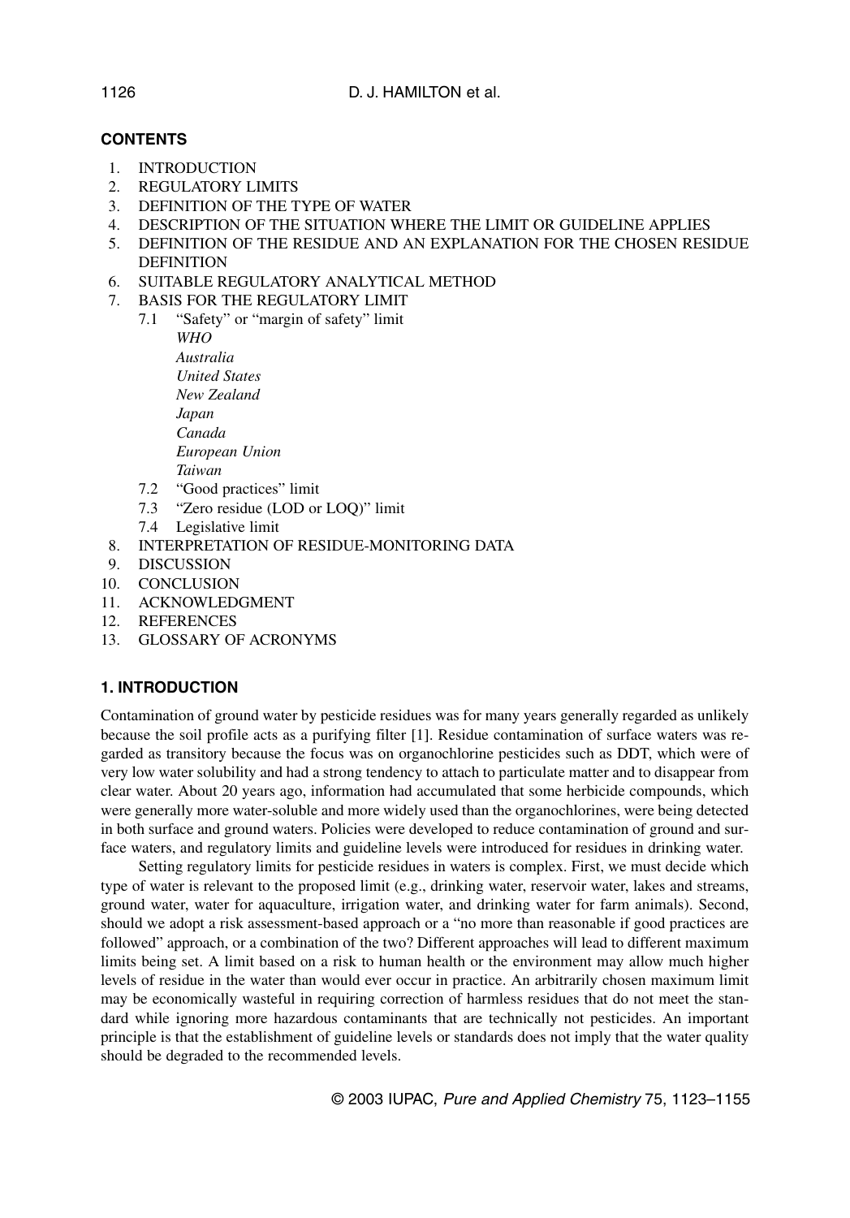## CONTENTS

1. INTRODUCTION
2. REGULATORY LIMITS
3. DEFINITION OF THE TYPE OF WATER
4. DESCRIPTION OF THE SITUATION WHERE THE LIMIT OR GUIDELINE APPLIES
5. DEFINITION OF THE RESIDUE AND AN EXPLANATION FOR THE CHOSEN RESIDUE DEFINITION
6. SUITABLE REGULATORY ANALYTICAL METHOD
7. BASIS FOR THE REGULATORY LIMIT
   - 7.1 "Safety" or "margin of safety" limit
     - *WHO*
     - *Australia*
     - *United States*
     - *New Zealand*
     - *Japan*
     - *Canada*
     - *European Union*
     - *Taiwan*
   - 7.2 "Good practices" limit
   - 7.3 "Zero residue (LOD or LOQ)" limit
   - 7.4 Legislative limit
8. INTERPRETATION OF RESIDUE-MONITORING DATA
9. DISCUSSION
10. CONCLUSION
11. ACKNOWLEDGMENT
12. REFERENCES
13. GLOSSARY OF ACRONYMS

## 1. INTRODUCTION

Contamination of ground water by pesticide residues was for many years generally regarded as unlikely because the soil profile acts as a purifying filter [1]. Residue contamination of surface waters was regarded as transitory because the focus was on organochlorine pesticides such as DDT, which were of very low water solubility and had a strong tendency to attach to particulate matter and to disappear from clear water. About 20 years ago, information had accumulated that some herbicide compounds, which were generally more water-soluble and more widely used than the organochlorines, were being detected in both surface and ground waters. Policies were developed to reduce contamination of ground and surface waters, and regulatory limits and guideline levels were introduced for residues in drinking water.

Setting regulatory limits for pesticide residues in waters is complex. First, we must decide which type of water is relevant to the proposed limit (e.g., drinking water, reservoir water, lakes and streams, ground water, water for aquaculture, irrigation water, and drinking water for farm animals). Second, should we adopt a risk assessment-based approach or a "no more than reasonable if good practices are followed" approach, or a combination of the two? Different approaches will lead to different maximum limits being set. A limit based on a risk to human health or the environment may allow much higher levels of residue in the water than would ever occur in practice. An arbitrarily chosen maximum limit may be economically wasteful in requiring correction of harmless residues that do not meet the standard while ignoring more hazardous contaminants that are technically not pesticides. An important principle is that the establishment of guideline levels or standards does not imply that the water quality should be degraded to the recommended levels.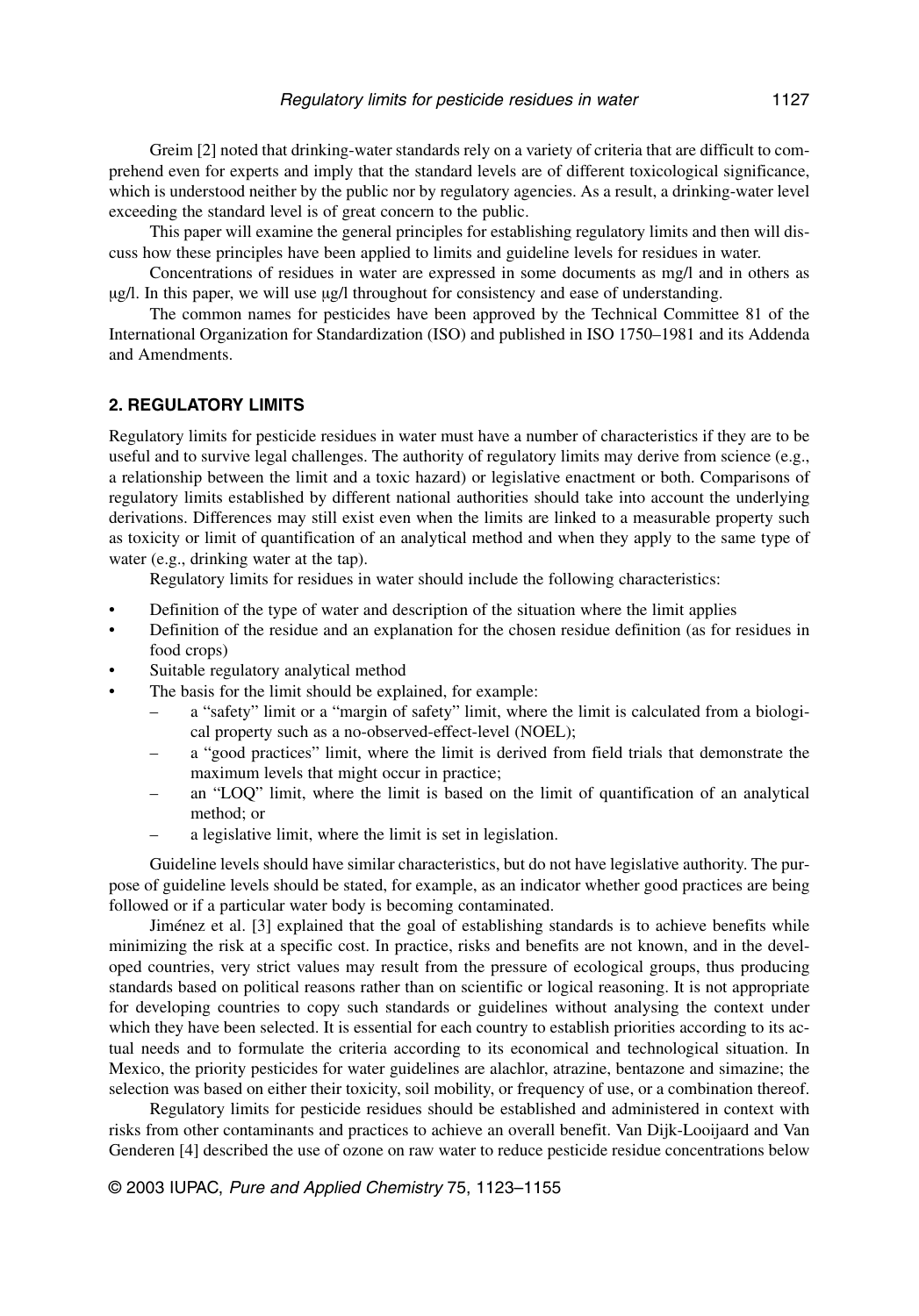Greim [2] noted that drinking-water standards rely on a variety of criteria that are difficult to comprehend even for experts and imply that the standard levels are of different toxicological significance, which is understood neither by the public nor by regulatory agencies. As a result, a drinking-water level exceeding the standard level is of great concern to the public.

This paper will examine the general principles for establishing regulatory limits and then will discuss how these principles have been applied to limits and guideline levels for residues in water.

Concentrations of residues in water are expressed in some documents as mg/l and in others as µg/l. In this paper, we will use µg/l throughout for consistency and ease of understanding.

The common names for pesticides have been approved by the Technical Committee 81 of the International Organization for Standardization (ISO) and published in ISO 1750–1981 and its Addenda and Amendments.

## 2. REGULATORY LIMITS

Regulatory limits for pesticide residues in water must have a number of characteristics if they are to be useful and to survive legal challenges. The authority of regulatory limits may derive from science (e.g., a relationship between the limit and a toxic hazard) or legislative enactment or both. Comparisons of regulatory limits established by different national authorities should take into account the underlying derivations. Differences may still exist even when the limits are linked to a measurable property such as toxicity or limit of quantification of an analytical method and when they apply to the same type of water (e.g., drinking water at the tap).

Regulatory limits for residues in water should include the following characteristics:

- Definition of the type of water and description of the situation where the limit applies
- Definition of the residue and an explanation for the chosen residue definition (as for residues in food crops)
- Suitable regulatory analytical method
- The basis for the limit should be explained, for example:
  - a "safety" limit or a "margin of safety" limit, where the limit is calculated from a biological property such as a no-observed-effect-level (NOEL);
  - a "good practices" limit, where the limit is derived from field trials that demonstrate the maximum levels that might occur in practice;
  - an "LOQ" limit, where the limit is based on the limit of quantification of an analytical method; or
  - a legislative limit, where the limit is set in legislation.

Guideline levels should have similar characteristics, but do not have legislative authority. The purpose of guideline levels should be stated, for example, as an indicator whether good practices are being followed or if a particular water body is becoming contaminated.

Jiménez et al. [3] explained that the goal of establishing standards is to achieve benefits while minimizing the risk at a specific cost. In practice, risks and benefits are not known, and in the developed countries, very strict values may result from the pressure of ecological groups, thus producing standards based on political reasons rather than on scientific or logical reasoning. It is not appropriate for developing countries to copy such standards or guidelines without analysing the context under which they have been selected. It is essential for each country to establish priorities according to its actual needs and to formulate the criteria according to its economical and technological situation. In Mexico, the priority pesticides for water guidelines are alachlor, atrazine, bentazone and simazine; the selection was based on either their toxicity, soil mobility, or frequency of use, or a combination thereof.

Regulatory limits for pesticide residues should be established and administered in context with risks from other contaminants and practices to achieve an overall benefit. Van Dijk-Looijaard and Van Genderen [4] described the use of ozone on raw water to reduce pesticide residue concentrations below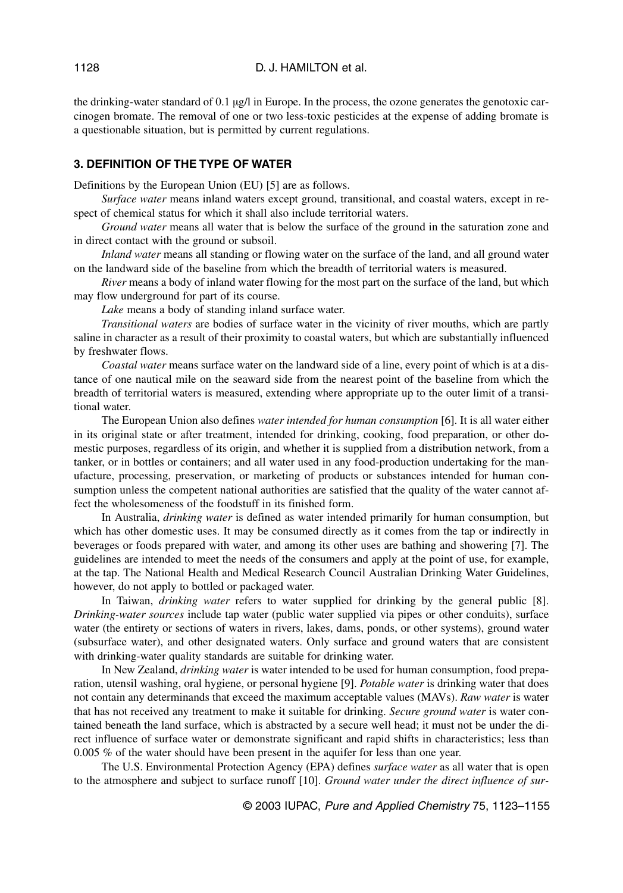the drinking-water standard of 0.1 μg/l in Europe. In the process, the ozone generates the genotoxic carcinogen bromate. The removal of one or two less-toxic pesticides at the expense of adding bromate is a questionable situation, but is permitted by current regulations.

## 3. DEFINITION OF THE TYPE OF WATER

Definitions by the European Union (EU) [5] are as follows.

*Surface water* means inland waters except ground, transitional, and coastal waters, except in respect of chemical status for which it shall also include territorial waters.

*Ground water* means all water that is below the surface of the ground in the saturation zone and in direct contact with the ground or subsoil.

*Inland water* means all standing or flowing water on the surface of the land, and all ground water on the landward side of the baseline from which the breadth of territorial waters is measured.

*River* means a body of inland water flowing for the most part on the surface of the land, but which may flow underground for part of its course.

*Lake* means a body of standing inland surface water.

*Transitional waters* are bodies of surface water in the vicinity of river mouths, which are partly saline in character as a result of their proximity to coastal waters, but which are substantially influenced by freshwater flows.

*Coastal water* means surface water on the landward side of a line, every point of which is at a distance of one nautical mile on the seaward side from the nearest point of the baseline from which the breadth of territorial waters is measured, extending where appropriate up to the outer limit of a transitional water.

The European Union also defines *water intended for human consumption* [6]. It is all water either in its original state or after treatment, intended for drinking, cooking, food preparation, or other domestic purposes, regardless of its origin, and whether it is supplied from a distribution network, from a tanker, or in bottles or containers; and all water used in any food-production undertaking for the manufacture, processing, preservation, or marketing of products or substances intended for human consumption unless the competent national authorities are satisfied that the quality of the water cannot affect the wholesomeness of the foodstuff in its finished form.

In Australia, *drinking water* is defined as water intended primarily for human consumption, but which has other domestic uses. It may be consumed directly as it comes from the tap or indirectly in beverages or foods prepared with water, and among its other uses are bathing and showering [7]. The guidelines are intended to meet the needs of the consumers and apply at the point of use, for example, at the tap. The National Health and Medical Research Council Australian Drinking Water Guidelines, however, do not apply to bottled or packaged water.

In Taiwan, *drinking water* refers to water supplied for drinking by the general public [8]. *Drinking-water sources* include tap water (public water supplied via pipes or other conduits), surface water (the entirety or sections of waters in rivers, lakes, dams, ponds, or other systems), ground water (subsurface water), and other designated waters. Only surface and ground waters that are consistent with drinking-water quality standards are suitable for drinking water.

In New Zealand, *drinking water* is water intended to be used for human consumption, food preparation, utensil washing, oral hygiene, or personal hygiene [9]. *Potable water* is drinking water that does not contain any determinands that exceed the maximum acceptable values (MAVs). *Raw water* is water that has not received any treatment to make it suitable for drinking. *Secure ground water* is water contained beneath the land surface, which is abstracted by a secure well head; it must not be under the direct influence of surface water or demonstrate significant and rapid shifts in characteristics; less than 0.005 % of the water should have been present in the aquifer for less than one year.

The U.S. Environmental Protection Agency (EPA) defines *surface water* as all water that is open to the atmosphere and subject to surface runoff [10]. *Ground water under the direct influence of sur-*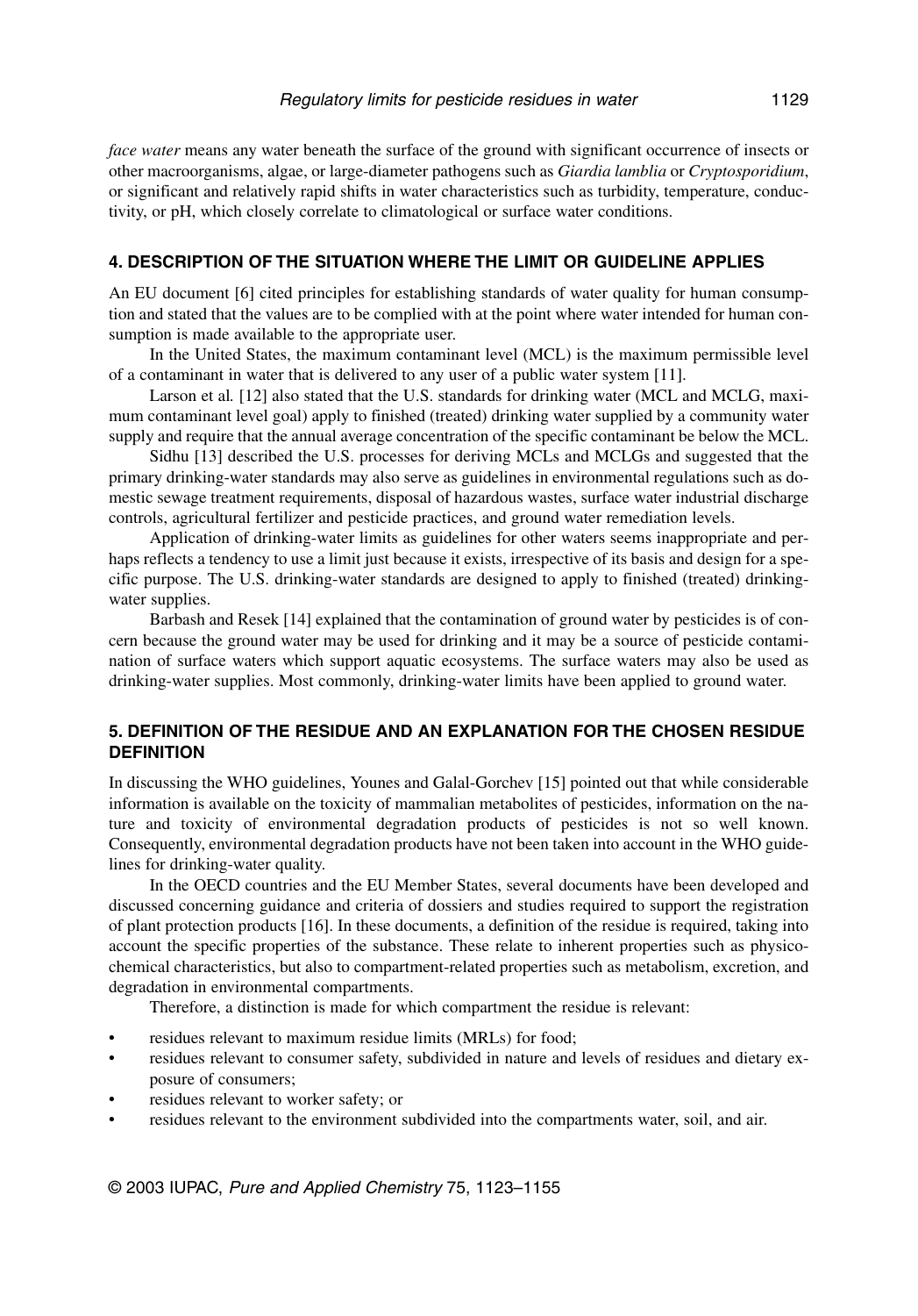*face water* means any water beneath the surface of the ground with significant occurrence of insects or other macroorganisms, algae, or large-diameter pathogens such as *Giardia lamblia* or *Cryptosporidium*, or significant and relatively rapid shifts in water characteristics such as turbidity, temperature, conductivity, or pH, which closely correlate to climatological or surface water conditions.

## 4. DESCRIPTION OF THE SITUATION WHERE THE LIMIT OR GUIDELINE APPLIES

An EU document [6] cited principles for establishing standards of water quality for human consumption and stated that the values are to be complied with at the point where water intended for human consumption is made available to the appropriate user.

In the United States, the maximum contaminant level (MCL) is the maximum permissible level of a contaminant in water that is delivered to any user of a public water system [11].

Larson et al. [12] also stated that the U.S. standards for drinking water (MCL and MCLG, maximum contaminant level goal) apply to finished (treated) drinking water supplied by a community water supply and require that the annual average concentration of the specific contaminant be below the MCL.

Sidhu [13] described the U.S. processes for deriving MCLs and MCLGs and suggested that the primary drinking-water standards may also serve as guidelines in environmental regulations such as domestic sewage treatment requirements, disposal of hazardous wastes, surface water industrial discharge controls, agricultural fertilizer and pesticide practices, and ground water remediation levels.

Application of drinking-water limits as guidelines for other waters seems inappropriate and perhaps reflects a tendency to use a limit just because it exists, irrespective of its basis and design for a specific purpose. The U.S. drinking-water standards are designed to apply to finished (treated) drinking-water supplies.

Barbash and Resek [14] explained that the contamination of ground water by pesticides is of concern because the ground water may be used for drinking and it may be a source of pesticide contamination of surface waters which support aquatic ecosystems. The surface waters may also be used as drinking-water supplies. Most commonly, drinking-water limits have been applied to ground water.

## 5. DEFINITION OF THE RESIDUE AND AN EXPLANATION FOR THE CHOSEN RESIDUE DEFINITION

In discussing the WHO guidelines, Younes and Galal-Gorchev [15] pointed out that while considerable information is available on the toxicity of mammalian metabolites of pesticides, information on the nature and toxicity of environmental degradation products of pesticides is not so well known. Consequently, environmental degradation products have not been taken into account in the WHO guidelines for drinking-water quality.

In the OECD countries and the EU Member States, several documents have been developed and discussed concerning guidance and criteria of dossiers and studies required to support the registration of plant protection products [16]. In these documents, a definition of the residue is required, taking into account the specific properties of the substance. These relate to inherent properties such as physicochemical characteristics, but also to compartment-related properties such as metabolism, excretion, and degradation in environmental compartments.

Therefore, a distinction is made for which compartment the residue is relevant:

- residues relevant to maximum residue limits (MRLs) for food;
- residues relevant to consumer safety, subdivided in nature and levels of residues and dietary exposure of consumers;
- residues relevant to worker safety; or
- residues relevant to the environment subdivided into the compartments water, soil, and air.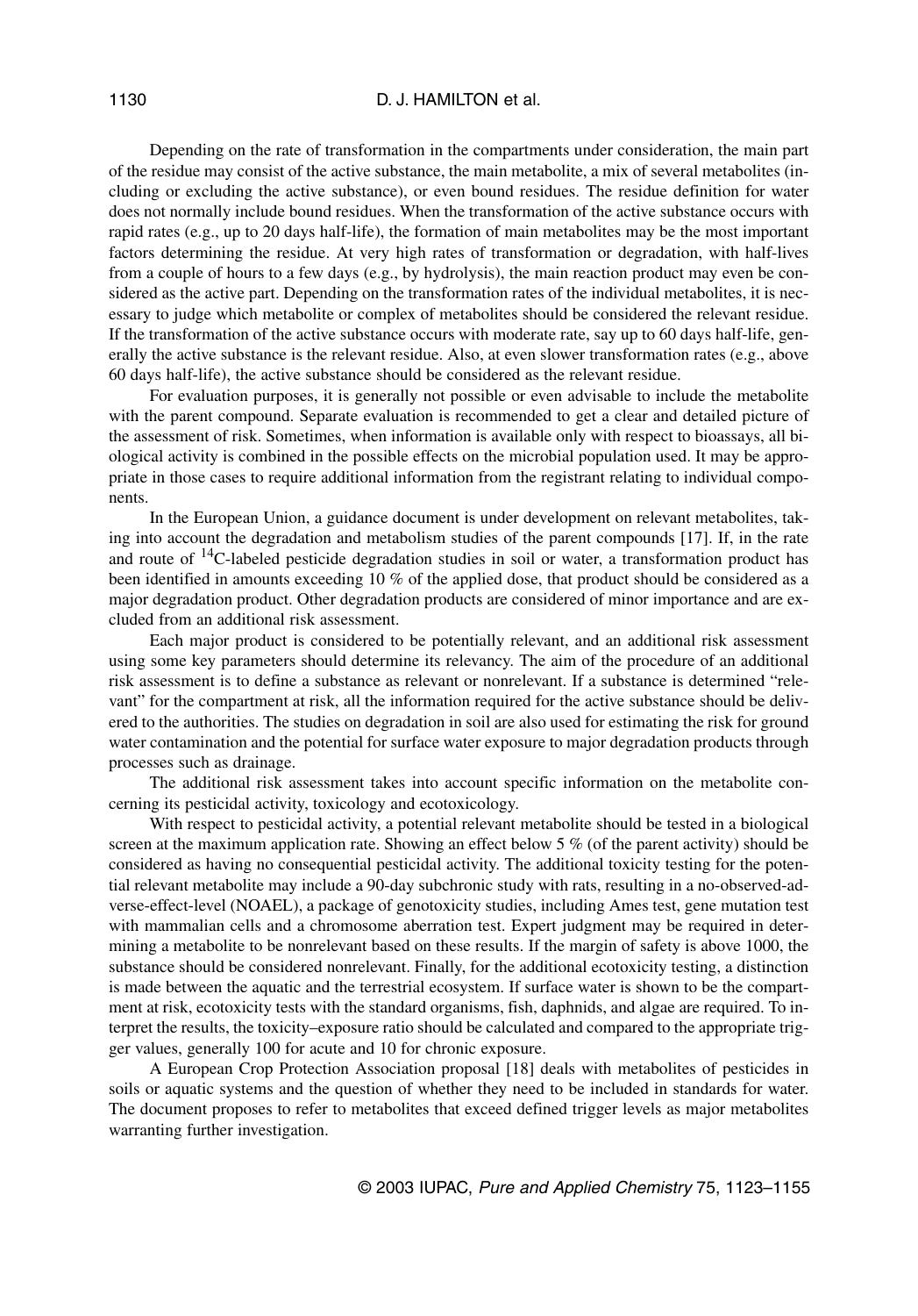Depending on the rate of transformation in the compartments under consideration, the main part of the residue may consist of the active substance, the main metabolite, a mix of several metabolites (including or excluding the active substance), or even bound residues. The residue definition for water does not normally include bound residues. When the transformation of the active substance occurs with rapid rates (e.g., up to 20 days half-life), the formation of main metabolites may be the most important factors determining the residue. At very high rates of transformation or degradation, with half-lives from a couple of hours to a few days (e.g., by hydrolysis), the main reaction product may even be considered as the active part. Depending on the transformation rates of the individual metabolites, it is necessary to judge which metabolite or complex of metabolites should be considered the relevant residue. If the transformation of the active substance occurs with moderate rate, say up to 60 days half-life, generally the active substance is the relevant residue. Also, at even slower transformation rates (e.g., above 60 days half-life), the active substance should be considered as the relevant residue.

For evaluation purposes, it is generally not possible or even advisable to include the metabolite with the parent compound. Separate evaluation is recommended to get a clear and detailed picture of the assessment of risk. Sometimes, when information is available only with respect to bioassays, all biological activity is combined in the possible effects on the microbial population used. It may be appropriate in those cases to require additional information from the registrant relating to individual components.

In the European Union, a guidance document is under development on relevant metabolites, taking into account the degradation and metabolism studies of the parent compounds [17]. If, in the rate and route of $^{14}C$-labeled pesticide degradation studies in soil or water, a transformation product has been identified in amounts exceeding 10 % of the applied dose, that product should be considered as a major degradation product. Other degradation products are considered of minor importance and are excluded from an additional risk assessment.

Each major product is considered to be potentially relevant, and an additional risk assessment using some key parameters should determine its relevancy. The aim of the procedure of an additional risk assessment is to define a substance as relevant or nonrelevant. If a substance is determined "relevant" for the compartment at risk, all the information required for the active substance should be delivered to the authorities. The studies on degradation in soil are also used for estimating the risk for ground water contamination and the potential for surface water exposure to major degradation products through processes such as drainage.

The additional risk assessment takes into account specific information on the metabolite concerning its pesticidal activity, toxicology and ecotoxicology.

With respect to pesticidal activity, a potential relevant metabolite should be tested in a biological screen at the maximum application rate. Showing an effect below 5 % (of the parent activity) should be considered as having no consequential pesticidal activity. The additional toxicity testing for the potential relevant metabolite may include a 90-day subchronic study with rats, resulting in a no-observed-adverse-effect-level (NOAEL), a package of genotoxicity studies, including Ames test, gene mutation test with mammalian cells and a chromosome aberration test. Expert judgment may be required in determining a metabolite to be nonrelevant based on these results. If the margin of safety is above 1000, the substance should be considered nonrelevant. Finally, for the additional ecotoxicity testing, a distinction is made between the aquatic and the terrestrial ecosystem. If surface water is shown to be the compartment at risk, ecotoxicity tests with the standard organisms, fish, daphnids, and algae are required. To interpret the results, the toxicity–exposure ratio should be calculated and compared to the appropriate trigger values, generally 100 for acute and 10 for chronic exposure.

A European Crop Protection Association proposal [18] deals with metabolites of pesticides in soils or aquatic systems and the question of whether they need to be included in standards for water. The document proposes to refer to metabolites that exceed defined trigger levels as major metabolites warranting further investigation.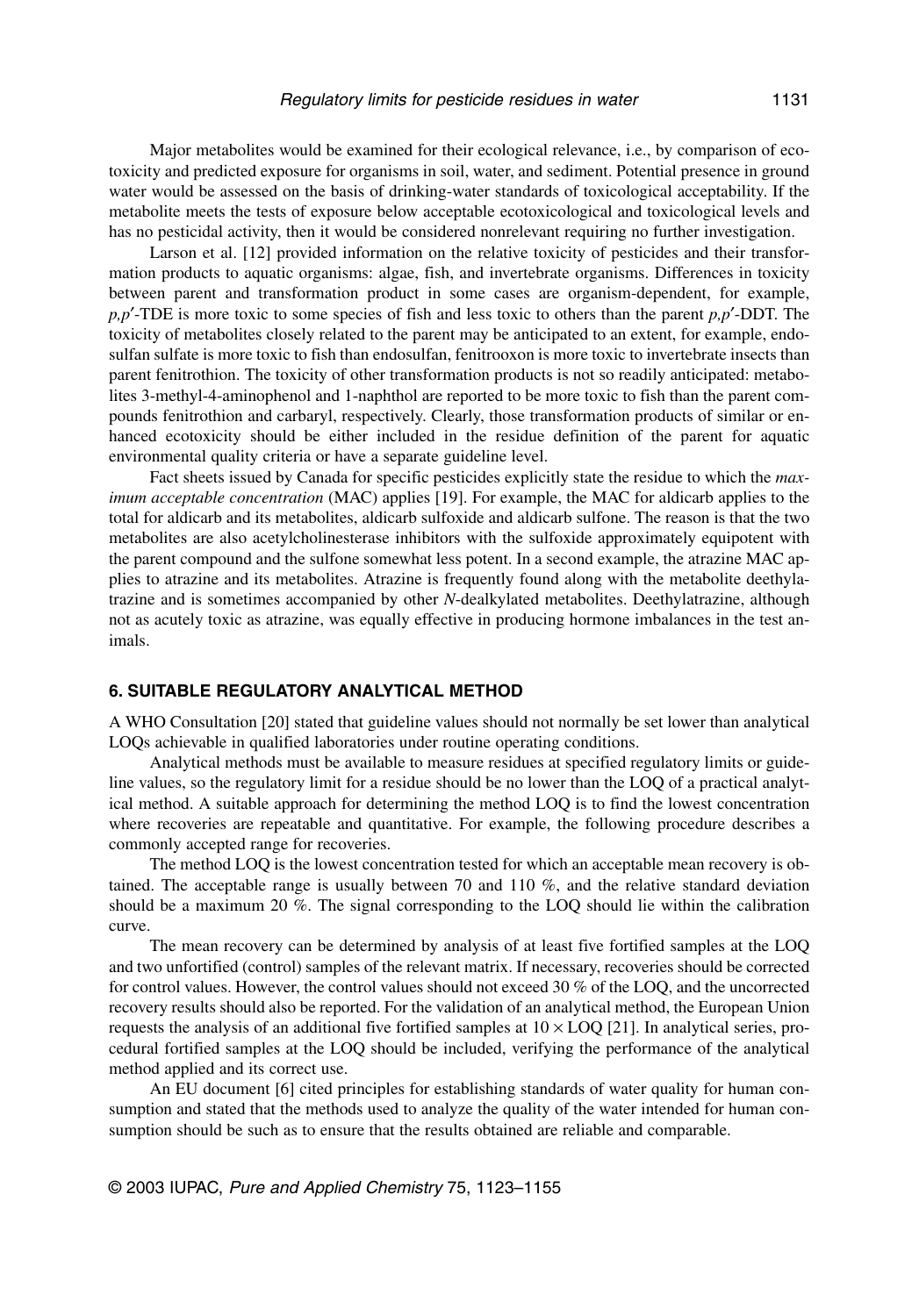Major metabolites would be examined for their ecological relevance, i.e., by comparison of ecotoxicity and predicted exposure for organisms in soil, water, and sediment. Potential presence in ground water would be assessed on the basis of drinking-water standards of toxicological acceptability. If the metabolite meets the tests of exposure below acceptable ecotoxicological and toxicological levels and has no pesticidal activity, then it would be considered nonrelevant requiring no further investigation.

Larson et al. [12] provided information on the relative toxicity of pesticides and their transformation products to aquatic organisms: algae, fish, and invertebrate organisms. Differences in toxicity between parent and transformation product in some cases are organism-dependent, for example, *p,p′*-TDE is more toxic to some species of fish and less toxic to others than the parent *p,p′*-DDT. The toxicity of metabolites closely related to the parent may be anticipated to an extent, for example, endosulfan sulfate is more toxic to fish than endosulfan, fenitrooxon is more toxic to invertebrate insects than parent fenitrothion. The toxicity of other transformation products is not so readily anticipated: metabolites 3-methyl-4-aminophenol and 1-naphthol are reported to be more toxic to fish than the parent compounds fenitrothion and carbaryl, respectively. Clearly, those transformation products of similar or enhanced ecotoxicity should be either included in the residue definition of the parent for aquatic environmental quality criteria or have a separate guideline level.

Fact sheets issued by Canada for specific pesticides explicitly state the residue to which the *maximum acceptable concentration* (MAC) applies [19]. For example, the MAC for aldicarb applies to the total for aldicarb and its metabolites, aldicarb sulfoxide and aldicarb sulfone. The reason is that the two metabolites are also acetylcholinesterase inhibitors with the sulfoxide approximately equipotent with the parent compound and the sulfone somewhat less potent. In a second example, the atrazine MAC applies to atrazine and its metabolites. Atrazine is frequently found along with the metabolite deethylatrazine and is sometimes accompanied by other *N*-dealkylated metabolites. Deethylatrazine, although not as acutely toxic as atrazine, was equally effective in producing hormone imbalances in the test animals.

## 6. SUITABLE REGULATORY ANALYTICAL METHOD

A WHO Consultation [20] stated that guideline values should not normally be set lower than analytical LOQs achievable in qualified laboratories under routine operating conditions.

Analytical methods must be available to measure residues at specified regulatory limits or guideline values, so the regulatory limit for a residue should be no lower than the LOQ of a practical analytical method. A suitable approach for determining the method LOQ is to find the lowest concentration where recoveries are repeatable and quantitative. For example, the following procedure describes a commonly accepted range for recoveries.

The method LOQ is the lowest concentration tested for which an acceptable mean recovery is obtained. The acceptable range is usually between 70 and 110 %, and the relative standard deviation should be a maximum 20 %. The signal corresponding to the LOQ should lie within the calibration curve.

The mean recovery can be determined by analysis of at least five fortified samples at the LOQ and two unfortified (control) samples of the relevant matrix. If necessary, recoveries should be corrected for control values. However, the control values should not exceed 30 % of the LOQ, and the uncorrected recovery results should also be reported. For the validation of an analytical method, the European Union requests the analysis of an additional five fortified samples at $10 \times$ LOQ [21]. In analytical series, procedural fortified samples at the LOQ should be included, verifying the performance of the analytical method applied and its correct use.

An EU document [6] cited principles for establishing standards of water quality for human consumption and stated that the methods used to analyze the quality of the water intended for human consumption should be such as to ensure that the results obtained are reliable and comparable.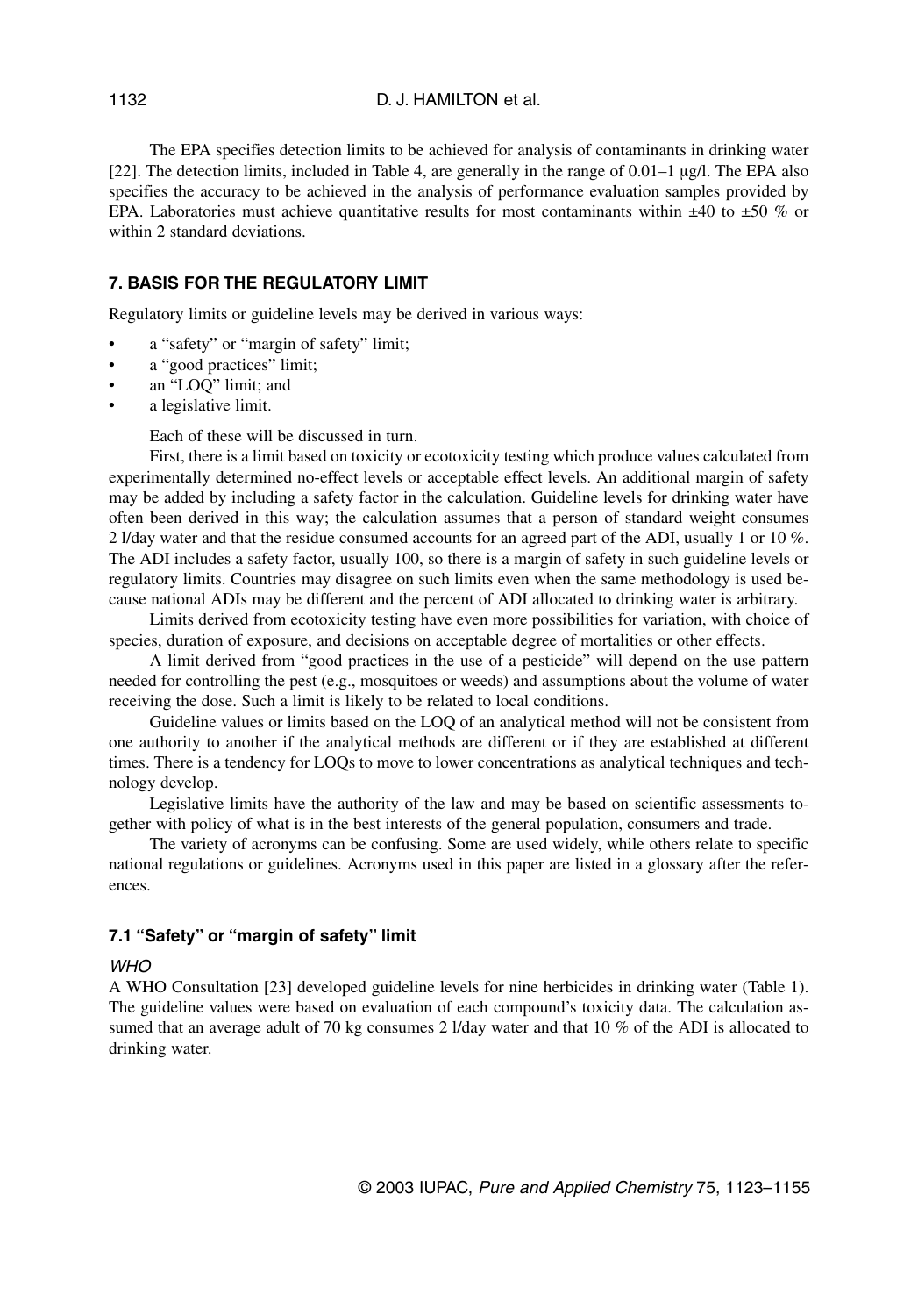The EPA specifies detection limits to be achieved for analysis of contaminants in drinking water [22]. The detection limits, included in Table 4, are generally in the range of 0.01–1 µg/l. The EPA also specifies the accuracy to be achieved in the analysis of performance evaluation samples provided by EPA. Laboratories must achieve quantitative results for most contaminants within ±40 to ±50 % or within 2 standard deviations.

## 7. BASIS FOR THE REGULATORY LIMIT

Regulatory limits or guideline levels may be derived in various ways:

- a "safety" or "margin of safety" limit;
- a "good practices" limit;
- an "LOQ" limit; and
- a legislative limit.

Each of these will be discussed in turn.

First, there is a limit based on toxicity or ecotoxicity testing which produce values calculated from experimentally determined no-effect levels or acceptable effect levels. An additional margin of safety may be added by including a safety factor in the calculation. Guideline levels for drinking water have often been derived in this way; the calculation assumes that a person of standard weight consumes 2 l/day water and that the residue consumed accounts for an agreed part of the ADI, usually 1 or 10 %. The ADI includes a safety factor, usually 100, so there is a margin of safety in such guideline levels or regulatory limits. Countries may disagree on such limits even when the same methodology is used because national ADIs may be different and the percent of ADI allocated to drinking water is arbitrary.

Limits derived from ecotoxicity testing have even more possibilities for variation, with choice of species, duration of exposure, and decisions on acceptable degree of mortalities or other effects.

A limit derived from "good practices in the use of a pesticide" will depend on the use pattern needed for controlling the pest (e.g., mosquitoes or weeds) and assumptions about the volume of water receiving the dose. Such a limit is likely to be related to local conditions.

Guideline values or limits based on the LOQ of an analytical method will not be consistent from one authority to another if the analytical methods are different or if they are established at different times. There is a tendency for LOQs to move to lower concentrations as analytical techniques and technology develop.

Legislative limits have the authority of the law and may be based on scientific assessments together with policy of what is in the best interests of the general population, consumers and trade.

The variety of acronyms can be confusing. Some are used widely, while others relate to specific national regulations or guidelines. Acronyms used in this paper are listed in a glossary after the references.

### 7.1 "Safety" or "margin of safety" limit

*WHO*

A WHO Consultation [23] developed guideline levels for nine herbicides in drinking water (Table 1). The guideline values were based on evaluation of each compound's toxicity data. The calculation assumed that an average adult of 70 kg consumes 2 l/day water and that 10 % of the ADI is allocated to drinking water.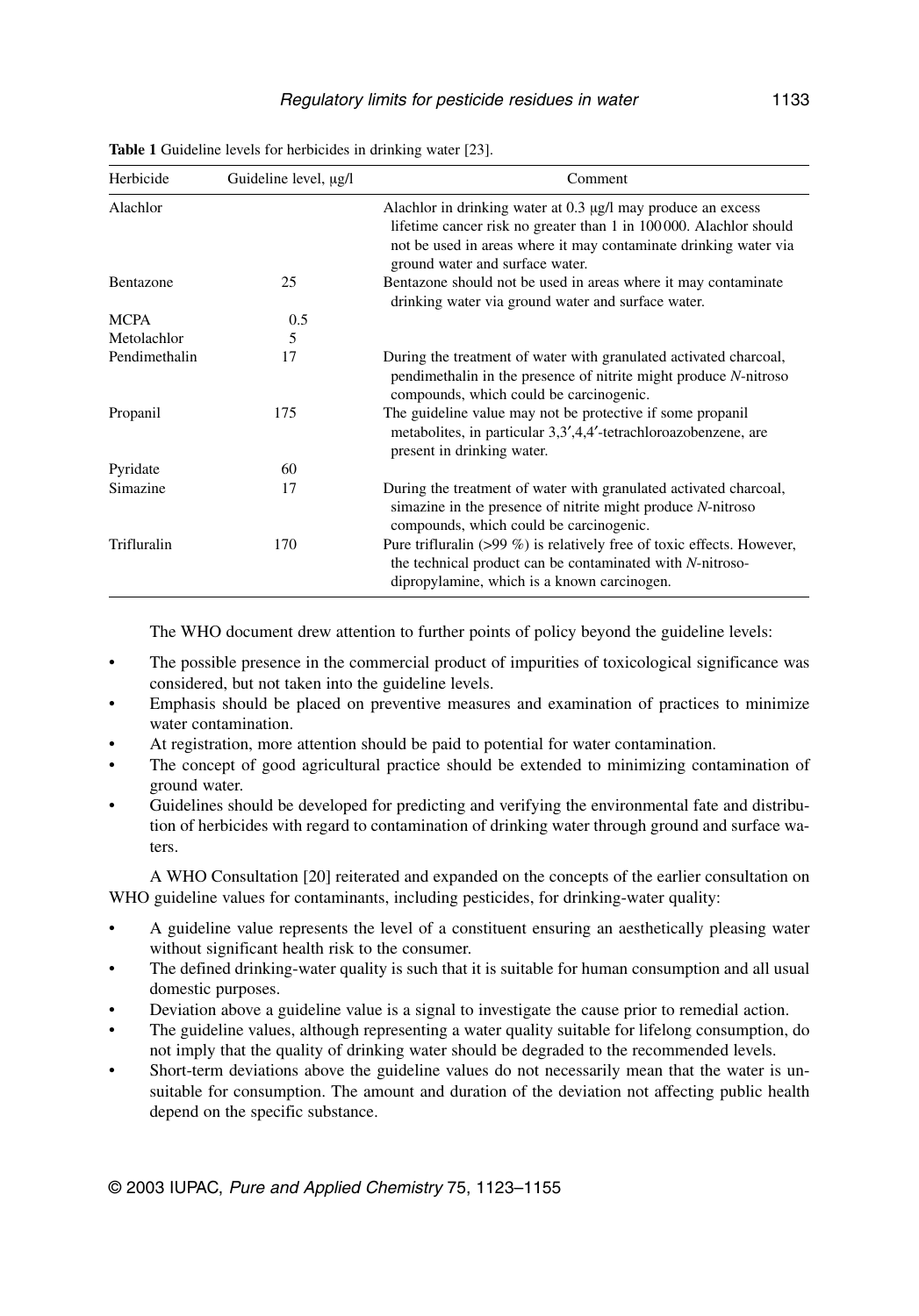**Table 1** Guideline levels for herbicides in drinking water [23].

| Herbicide | Guideline level, µg/l | Comment |
|---|---|---|
| Alachlor | | Alachlor in drinking water at 0.3 µg/l may produce an excess lifetime cancer risk no greater than 1 in 100 000. Alachlor should not be used in areas where it may contaminate drinking water via ground water and surface water. |
| Bentazone | 25 | Bentazone should not be used in areas where it may contaminate drinking water via ground water and surface water. |
| MCPA | 0.5 | |
| Metolachlor | 5 | |
| Pendimethalin | 17 | During the treatment of water with granulated activated charcoal, pendimethalin in the presence of nitrite might produce *N*-nitroso compounds, which could be carcinogenic. |
| Propanil | 175 | The guideline value may not be protective if some propanil metabolites, in particular 3,3′,4,4′-tetrachloroazobenzene, are present in drinking water. |
| Pyridate | 60 | |
| Simazine | 17 | During the treatment of water with granulated activated charcoal, simazine in the presence of nitrite might produce *N*-nitroso compounds, which could be carcinogenic. |
| Trifluralin | 170 | Pure trifluralin (>99 %) is relatively free of toxic effects. However, the technical product can be contaminated with *N*-nitroso-dipropylamine, which is a known carcinogen. |

The WHO document drew attention to further points of policy beyond the guideline levels:

- The possible presence in the commercial product of impurities of toxicological significance was considered, but not taken into the guideline levels.
- Emphasis should be placed on preventive measures and examination of practices to minimize water contamination.
- At registration, more attention should be paid to potential for water contamination.
- The concept of good agricultural practice should be extended to minimizing contamination of ground water.
- Guidelines should be developed for predicting and verifying the environmental fate and distribution of herbicides with regard to contamination of drinking water through ground and surface waters.

A WHO Consultation [20] reiterated and expanded on the concepts of the earlier consultation on WHO guideline values for contaminants, including pesticides, for drinking-water quality:

- A guideline value represents the level of a constituent ensuring an aesthetically pleasing water without significant health risk to the consumer.
- The defined drinking-water quality is such that it is suitable for human consumption and all usual domestic purposes.
- Deviation above a guideline value is a signal to investigate the cause prior to remedial action.
- The guideline values, although representing a water quality suitable for lifelong consumption, do not imply that the quality of drinking water should be degraded to the recommended levels.
- Short-term deviations above the guideline values do not necessarily mean that the water is unsuitable for consumption. The amount and duration of the deviation not affecting public health depend on the specific substance.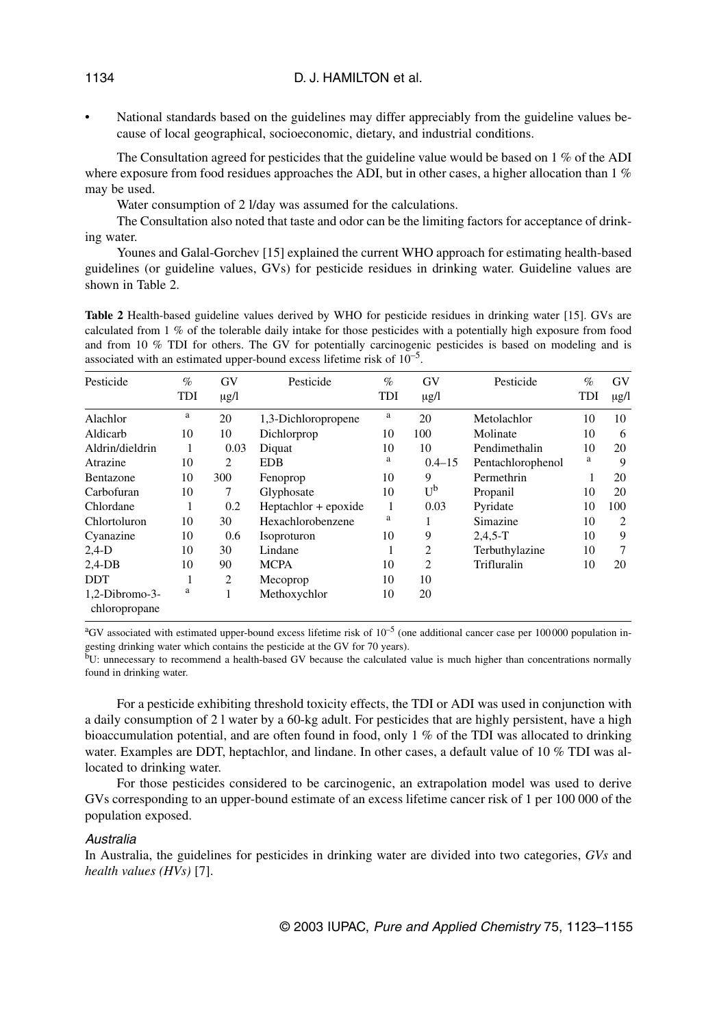- National standards based on the guidelines may differ appreciably from the guideline values because of local geographical, socioeconomic, dietary, and industrial conditions.

The Consultation agreed for pesticides that the guideline value would be based on 1 % of the ADI where exposure from food residues approaches the ADI, but in other cases, a higher allocation than 1 % may be used.

Water consumption of 2 l/day was assumed for the calculations.

The Consultation also noted that taste and odor can be the limiting factors for acceptance of drinking water.

Younes and Galal-Gorchev [15] explained the current WHO approach for estimating health-based guidelines (or guideline values, GVs) for pesticide residues in drinking water. Guideline values are shown in Table 2.

**Table 2** Health-based guideline values derived by WHO for pesticide residues in drinking water [15]. GVs are calculated from 1 % of the tolerable daily intake for those pesticides with a potentially high exposure from food and from 10 % TDI for others. The GV for potentially carcinogenic pesticides is based on modeling and is associated with an estimated upper-bound excess lifetime risk of $10^{-5}$.

| Pesticide | % TDI | GV μg/l | Pesticide | % TDI | GV μg/l | Pesticide | % TDI | GV μg/l |
|---|---|---|---|---|---|---|---|---|
| Alachlor | [a] | 20 | 1,3-Dichloropropene | [a] | 20 | Metolachlor | 10 | 10 |
| Aldicarb | 10 | 10 | Dichlorprop | 10 | 100 | Molinate | 10 | 6 |
| Aldrin/dieldrin | 1 | 0.03 | Diquat | 10 | 10 | Pendimethalin | 10 | 20 |
| Atrazine | 10 | 2 | EDB | [a] | 0.4–15 | Pentachlorophenol | [a] | 9 |
| Bentazone | 10 | 300 | Fenoprop | 10 | 9 | Permethrin | 1 | 20 |
| Carbofuran | 10 | 7 | Glyphosate | 10 | U[b] | Propanil | 10 | 20 |
| Chlordane | 1 | 0.2 | Heptachlor + epoxide | 1 | 0.03 | Pyridate | 10 | 100 |
| Chlortoluron | 10 | 30 | Hexachlorobenzene | [a] | 1 | Simazine | 10 | 2 |
| Cyanazine | 10 | 0.6 | Isoproturon | 10 | 9 | 2,4,5-T | 10 | 9 |
| 2,4-D | 10 | 30 | Lindane | 1 | 2 | Terbuthylazine | 10 | 7 |
| 2,4-DB | 10 | 90 | MCPA | 10 | 2 | Trifluralin | 10 | 20 |
| DDT | 1 | 2 | Mecoprop | 10 | 10 | | | |
| 1,2-Dibromo-3-chloropropane | [a] | 1 | Methoxychlor | 10 | 20 | | | |

[a]GV associated with estimated upper-bound excess lifetime risk of $10^{-5}$ (one additional cancer case per 100 000 population ingesting drinking water which contains the pesticide at the GV for 70 years).

[b]U: unnecessary to recommend a health-based GV because the calculated value is much higher than concentrations normally found in drinking water.

For a pesticide exhibiting threshold toxicity effects, the TDI or ADI was used in conjunction with a daily consumption of 2 l water by a 60-kg adult. For pesticides that are highly persistent, have a high bioaccumulation potential, and are often found in food, only 1 % of the TDI was allocated to drinking water. Examples are DDT, heptachlor, and lindane. In other cases, a default value of 10 % TDI was allocated to drinking water.

For those pesticides considered to be carcinogenic, an extrapolation model was used to derive GVs corresponding to an upper-bound estimate of an excess lifetime cancer risk of 1 per 100 000 of the population exposed.

### *Australia*

In Australia, the guidelines for pesticides in drinking water are divided into two categories, *GVs* and *health values (HVs)* [7].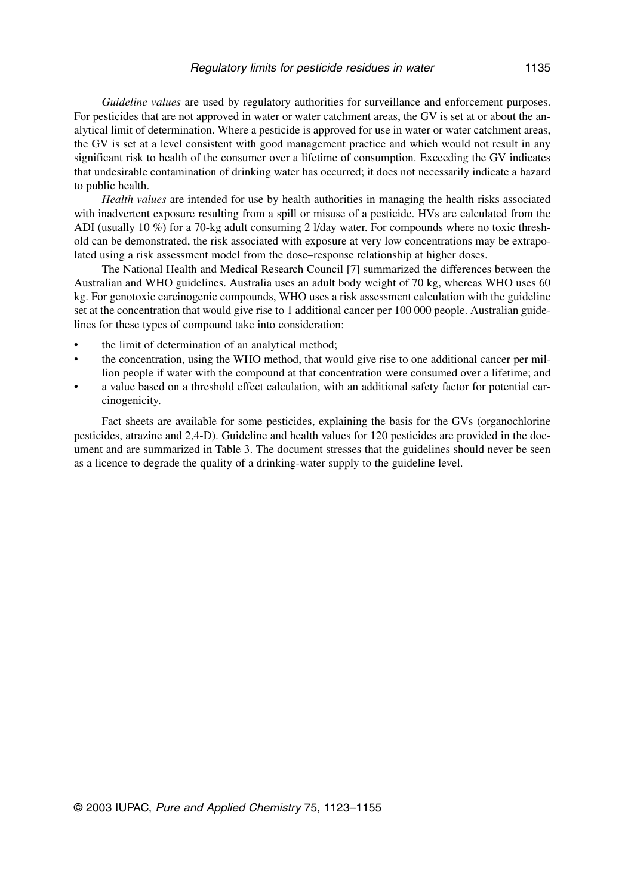*Guideline values* are used by regulatory authorities for surveillance and enforcement purposes. For pesticides that are not approved in water or water catchment areas, the GV is set at or about the analytical limit of determination. Where a pesticide is approved for use in water or water catchment areas, the GV is set at a level consistent with good management practice and which would not result in any significant risk to health of the consumer over a lifetime of consumption. Exceeding the GV indicates that undesirable contamination of drinking water has occurred; it does not necessarily indicate a hazard to public health.

*Health values* are intended for use by health authorities in managing the health risks associated with inadvertent exposure resulting from a spill or misuse of a pesticide. HVs are calculated from the ADI (usually 10 %) for a 70-kg adult consuming 2 l/day water. For compounds where no toxic threshold can be demonstrated, the risk associated with exposure at very low concentrations may be extrapolated using a risk assessment model from the dose–response relationship at higher doses.

The National Health and Medical Research Council [7] summarized the differences between the Australian and WHO guidelines. Australia uses an adult body weight of 70 kg, whereas WHO uses 60 kg. For genotoxic carcinogenic compounds, WHO uses a risk assessment calculation with the guideline set at the concentration that would give rise to 1 additional cancer per 100 000 people. Australian guidelines for these types of compound take into consideration:

- the limit of determination of an analytical method;
- the concentration, using the WHO method, that would give rise to one additional cancer per million people if water with the compound at that concentration were consumed over a lifetime; and
- a value based on a threshold effect calculation, with an additional safety factor for potential carcinogenicity.

Fact sheets are available for some pesticides, explaining the basis for the GVs (organochlorine pesticides, atrazine and 2,4-D). Guideline and health values for 120 pesticides are provided in the document and are summarized in Table 3. The document stresses that the guidelines should never be seen as a licence to degrade the quality of a drinking-water supply to the guideline level.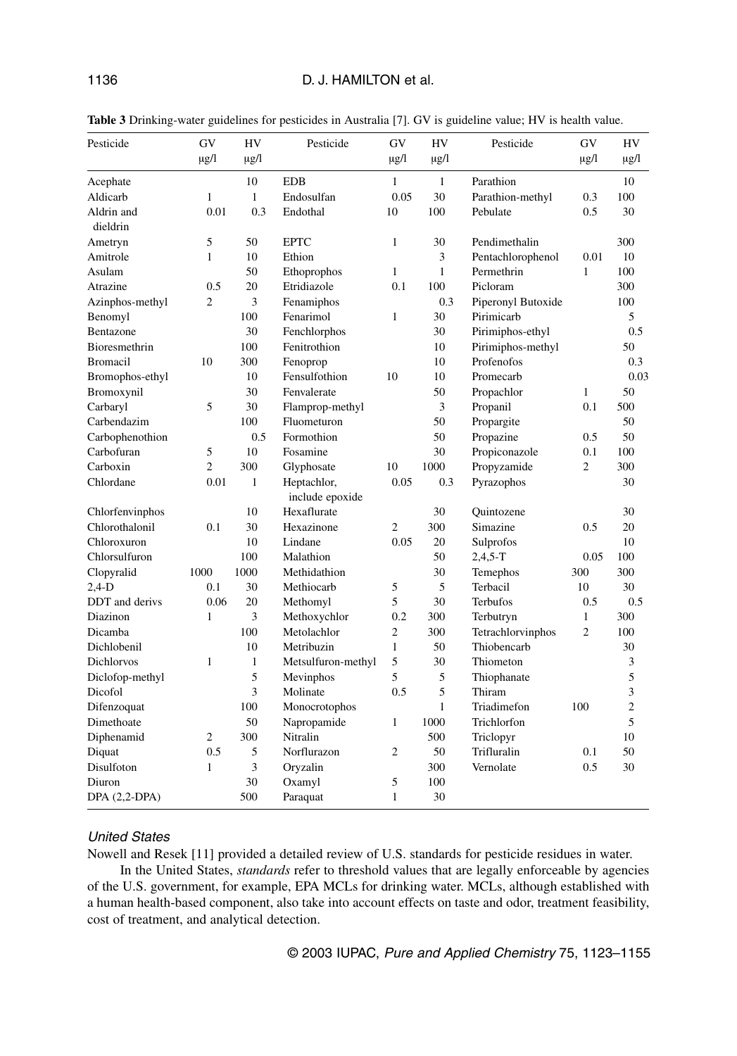**Table 3** Drinking-water guidelines for pesticides in Australia [7]. GV is guideline value; HV is health value.

| Pesticide | GV μg/l | HV μg/l | Pesticide | GV μg/l | HV μg/l | Pesticide | GV μg/l | HV μg/l |
|---|---|---|---|---|---|---|---|---|
| Acephate | | 10 | EDB | 1 | 1 | Parathion | | 10 |
| Aldicarb | 1 | 1 | Endosulfan | 0.05 | 30 | Parathion-methyl | 0.3 | 100 |
| Aldrin and dieldrin | 0.01 | 0.3 | Endothal | 10 | 100 | Pebulate | 0.5 | 30 |
| Ametryn | 5 | 50 | EPTC | 1 | 30 | Pendimethalin | | 300 |
| Amitrole | 1 | 10 | Ethion | | 3 | Pentachlorophenol | 0.01 | 10 |
| Asulam | | 50 | Ethoprophos | 1 | 1 | Permethrin | 1 | 100 |
| Atrazine | 0.5 | 20 | Etridiazole | 0.1 | 100 | Picloram | | 300 |
| Azinphos-methyl | 2 | 3 | Fenamiphos | | 0.3 | Piperonyl Butoxide | | 100 |
| Benomyl | | 100 | Fenarimol | 1 | 30 | Pirimicarb | | 5 |
| Bentazone | | 30 | Fenchlorphos | | 30 | Pirimiphos-ethyl | | 0.5 |
| Bioresmethrin | | 100 | Fenitrothion | | 10 | Pirimiphos-methyl | | 50 |
| Bromacil | 10 | 300 | Fenoprop | | 10 | Profenofos | | 0.3 |
| Bromophos-ethyl | | 10 | Fensulfothion | 10 | 10 | Promecarb | | 0.03 |
| Bromoxynil | | 30 | Fenvalerate | | 50 | Propachlor | 1 | 50 |
| Carbaryl | 5 | 30 | Flamprop-methyl | | 3 | Propanil | 0.1 | 500 |
| Carbendazim | | 100 | Fluometuron | | 50 | Propargite | | 50 |
| Carbophenothion | | 0.5 | Formothion | | 50 | Propazine | 0.5 | 50 |
| Carbofuran | 5 | 10 | Fosamine | | 30 | Propiconazole | 0.1 | 100 |
| Carboxin | 2 | 300 | Glyphosate | 10 | 1000 | Propyzamide | 2 | 300 |
| Chlordane | 0.01 | 1 | Heptachlor, include epoxide | 0.05 | 0.3 | Pyrazophos | | 30 |
| Chlorfenvinphos | | 10 | Hexaflurate | | 30 | Quintozene | | 30 |
| Chlorothalonil | 0.1 | 30 | Hexazinone | 2 | 300 | Simazine | 0.5 | 20 |
| Chloroxuron | | 10 | Lindane | 0.05 | 20 | Sulprofos | | 10 |
| Chlorsulfuron | | 100 | Malathion | | 50 | 2,4,5-T | 0.05 | 100 |
| Clopyralid | 1000 | 1000 | Methidathion | | 30 | Temephos | 300 | 300 |
| 2,4-D | 0.1 | 30 | Methiocarb | 5 | 5 | Terbacil | 10 | 30 |
| DDT and derivs | 0.06 | 20 | Methomyl | 5 | 30 | Terbufos | 0.5 | 0.5 |
| Diazinon | 1 | 3 | Methoxychlor | 0.2 | 300 | Terbutryn | 1 | 300 |
| Dicamba | | 100 | Metolachlor | 2 | 300 | Tetrachlorvinphos | 2 | 100 |
| Dichlobenil | | 10 | Metribuzin | 1 | 50 | Thiobencarb | | 30 |
| Dichlorvos | 1 | 1 | Metsulfuron-methyl | 5 | 30 | Thiometon | | 3 |
| Diclofop-methyl | | 5 | Mevinphos | 5 | 5 | Thiophanate | | 5 |
| Dicofol | | 3 | Molinate | 0.5 | 5 | Thiram | | 3 |
| Difenzoquat | | 100 | Monocrotophos | | 1 | Triadimefon | 100 | 2 |
| Dimethoate | | 50 | Napropamide | 1 | 1000 | Trichlorfon | | 5 |
| Diphenamid | 2 | 300 | Nitralin | | 500 | Triclopyr | | 10 |
| Diquat | 0.5 | 5 | Norflurazon | 2 | 50 | Trifluralin | 0.1 | 50 |
| Disulfoton | 1 | 3 | Oryzalin | | 300 | Vernolate | 0.5 | 30 |
| Diuron | | 30 | Oxamyl | 5 | 100 | | | |
| DPA (2,2-DPA) | | 500 | Paraquat | 1 | 30 | | | |

### *United States*

Nowell and Resek [11] provided a detailed review of U.S. standards for pesticide residues in water.

In the United States, *standards* refer to threshold values that are legally enforceable by agencies of the U.S. government, for example, EPA MCLs for drinking water. MCLs, although established with a human health-based component, also take into account effects on taste and odor, treatment feasibility, cost of treatment, and analytical detection.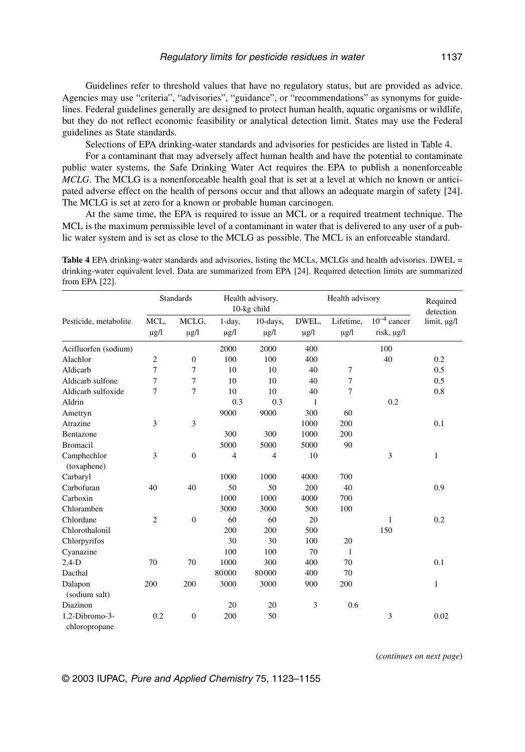Guidelines refer to threshold values that have no regulatory status, but are provided as advice. Agencies may use "criteria", "advisories", "guidance", or "recommendations" as synonyms for guidelines. Federal guidelines generally are designed to protect human health, aquatic organisms or wildlife, but they do not reflect economic feasibility or analytical detection limit. States may use the Federal guidelines as State standards.

Selections of EPA drinking-water standards and advisories for pesticides are listed in Table 4.

For a contaminant that may adversely affect human health and have the potential to contaminate public water systems, the Safe Drinking Water Act requires the EPA to publish a nonenforceable *MCLG*. The MCLG is a nonenforceable health goal that is set at a level at which no known or anticipated adverse effect on the health of persons occur and that allows an adequate margin of safety [24]. The MCLG is set at zero for a known or probable human carcinogen.

At the same time, the EPA is required to issue an MCL or a required treatment technique. The MCL is the maximum permissible level of a contaminant in water that is delivered to any user of a public water system and is set as close to the MCLG as possible. The MCL is an enforceable standard.

**Table 4** EPA drinking-water standards and advisories, listing the MCLs, MCLGs and health advisories. DWEL = drinking-water equivalent level. Data are summarized from EPA [24]. Required detection limits are summarized from EPA [22].

| Pesticide, metabolite | Standards | | Health advisory, 10-kg child | | Health advisory | | | Required detection limit, µg/l |
|---|---|---|---|---|---|---|---|---|
| | MCL, µg/l | MCLG, µg/l | 1-day, µg/l | 10-days, µg/l | DWEL, µg/l | Lifetime, µg/l | $10^{-4}$ cancer risk, µg/l | |
| Acifluorfen (sodium) | | | 2000 | 2000 | 400 | | 100 | |
| Alachlor | 2 | 0 | 100 | 100 | 400 | | 40 | 0.2 |
| Aldicarb | 7 | 7 | 10 | 10 | 40 | 7 | | 0.5 |
| Aldicarb sulfone | 7 | 7 | 10 | 10 | 40 | 7 | | 0.5 |
| Aldicarb sulfoxide | 7 | 7 | 10 | 10 | 40 | 7 | | 0.8 |
| Aldrin | | | 0.3 | 0.3 | 1 | | 0.2 | |
| Ametryn | | | 9000 | 9000 | 300 | 60 | | |
| Atrazine | 3 | 3 | | | 1000 | 200 | | 0.1 |
| Bentazone | | | 300 | 300 | 1000 | 200 | | |
| Bromacil | | | 5000 | 5000 | 5000 | 90 | | |
| Camphechlor (toxaphene) | 3 | 0 | 4 | 4 | 10 | | 3 | 1 |
| Carbaryl | | | 1000 | 1000 | 4000 | 700 | | |
| Carbofuran | 40 | 40 | 50 | 50 | 200 | 40 | | 0.9 |
| Carboxin | | | 1000 | 1000 | 4000 | 700 | | |
| Chloramben | | | 3000 | 3000 | 500 | 100 | | |
| Chlordane | 2 | 0 | 60 | 60 | 20 | | 1 | 0.2 |
| Chlorothalonil | | | 200 | 200 | 500 | | 150 | |
| Chlorpyrifos | | | 30 | 30 | 100 | 20 | | |
| Cyanazine | | | 100 | 100 | 70 | 1 | | |
| 2,4-D | 70 | 70 | 1000 | 300 | 400 | 70 | | 0.1 |
| Dacthal | | | 80000 | 80000 | 400 | 70 | | |
| Dalapon (sodium salt) | 200 | 200 | 3000 | 3000 | 900 | 200 | | 1 |
| Diazinon | | | 20 | 20 | 3 | 0.6 | | |
| 1,2-Dibromo-3-chloropropane | 0.2 | 0 | 200 | 50 | | | 3 | 0.02 |

(*continues on next page*)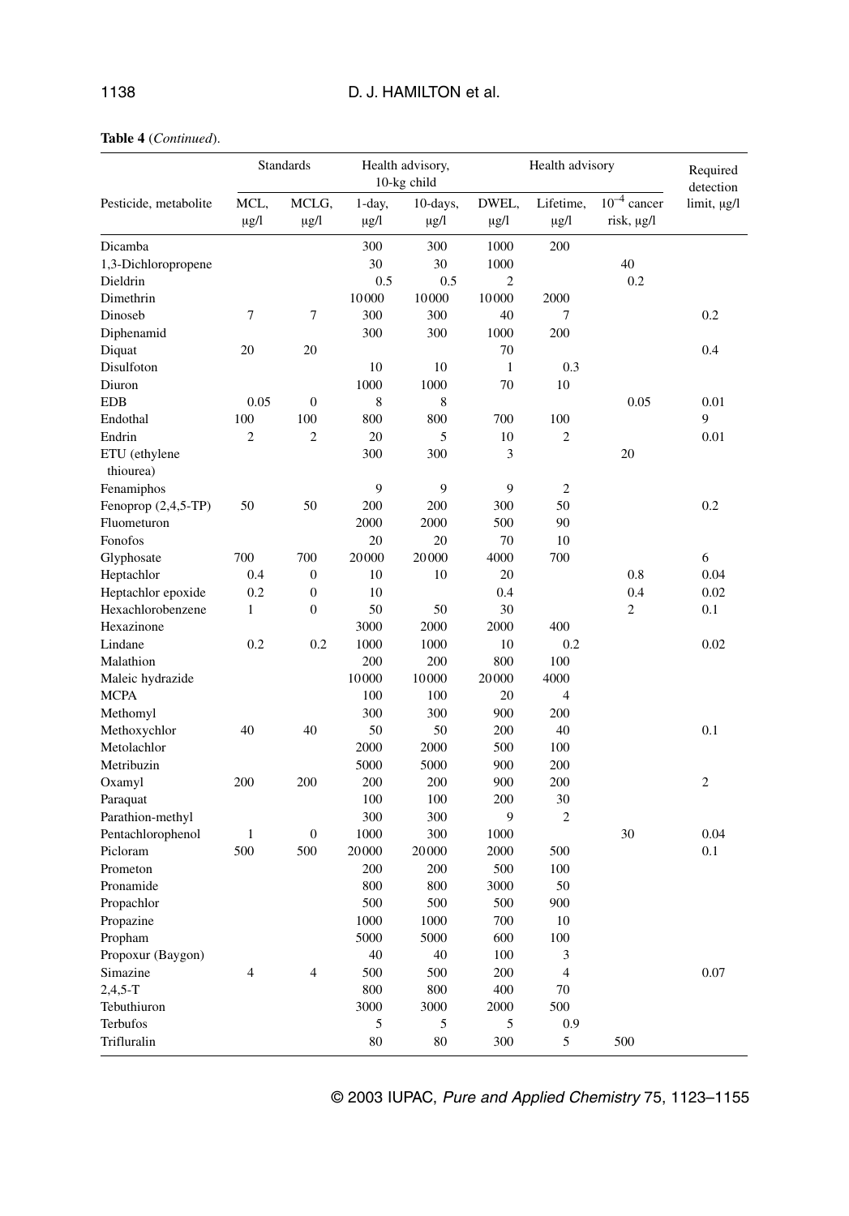**Table 4** (*Continued*).

| Pesticide, metabolite | Standards | | Health advisory, 10-kg child | | Health advisory | | | Required detection limit, µg/l |
|---|---|---|---|---|---|---|---|---|
| | MCL, µg/l | MCLG, µg/l | 1-day, µg/l | 10-days, µg/l | DWEL, µg/l | Lifetime, µg/l | $10^{-4}$ cancer risk, µg/l | |
| Dicamba | | | 300 | 300 | 1000 | 200 | | |
| 1,3-Dichloropropene | | | 30 | 30 | 1000 | | 40 | |
| Dieldrin | | | 0.5 | 0.5 | 2 | | 0.2 | |
| Dimethrin | | | 10000 | 10000 | 10000 | 2000 | | |
| Dinoseb | 7 | 7 | 300 | 300 | 40 | 7 | | 0.2 |
| Diphenamid | | | 300 | 300 | 1000 | 200 | | |
| Diquat | 20 | 20 | | | 70 | | | 0.4 |
| Disulfoton | | | 10 | 10 | 1 | 0.3 | | |
| Diuron | | | 1000 | 1000 | 70 | 10 | | |
| EDB | 0.05 | 0 | 8 | 8 | | | 0.05 | 0.01 |
| Endothal | 100 | 100 | 800 | 800 | 700 | 100 | | 9 |
| Endrin | 2 | 2 | 20 | 5 | 10 | 2 | | 0.01 |
| ETU (ethylene thiourea) | | | 300 | 300 | 3 | | 20 | |
| Fenamiphos | | | 9 | 9 | 9 | 2 | | |
| Fenoprop (2,4,5-TP) | 50 | 50 | 200 | 200 | 300 | 50 | | 0.2 |
| Fluometuron | | | 2000 | 2000 | 500 | 90 | | |
| Fonofos | | | 20 | 20 | 70 | 10 | | |
| Glyphosate | 700 | 700 | 20000 | 20000 | 4000 | 700 | | 6 |
| Heptachlor | 0.4 | 0 | 10 | 10 | 20 | | 0.8 | 0.04 |
| Heptachlor epoxide | 0.2 | 0 | 10 | | 0.4 | | 0.4 | 0.02 |
| Hexachlorobenzene | 1 | 0 | 50 | 50 | 30 | | 2 | 0.1 |
| Hexazinone | | | 3000 | 2000 | 2000 | 400 | | |
| Lindane | 0.2 | 0.2 | 1000 | 1000 | 10 | 0.2 | | 0.02 |
| Malathion | | | 200 | 200 | 800 | 100 | | |
| Maleic hydrazide | | | 10000 | 10000 | 20000 | 4000 | | |
| MCPA | | | 100 | 100 | 20 | 4 | | |
| Methomyl | | | 300 | 300 | 900 | 200 | | |
| Methoxychlor | 40 | 40 | 50 | 50 | 200 | 40 | | 0.1 |
| Metolachlor | | | 2000 | 2000 | 500 | 100 | | |
| Metribuzin | | | 5000 | 5000 | 900 | 200 | | |
| Oxamyl | 200 | 200 | 200 | 200 | 900 | 200 | | 2 |
| Paraquat | | | 100 | 100 | 200 | 30 | | |
| Parathion-methyl | | | 300 | 300 | 9 | 2 | | |
| Pentachlorophenol | 1 | 0 | 1000 | 300 | 1000 | | 30 | 0.04 |
| Picloram | 500 | 500 | 20000 | 20000 | 2000 | 500 | | 0.1 |
| Prometon | | | 200 | 200 | 500 | 100 | | |
| Pronamide | | | 800 | 800 | 3000 | 50 | | |
| Propachlor | | | 500 | 500 | 500 | 900 | | |
| Propazine | | | 1000 | 1000 | 700 | 10 | | |
| Propham | | | 5000 | 5000 | 600 | 100 | | |
| Propoxur (Baygon) | | | 40 | 40 | 100 | 3 | | |
| Simazine | 4 | 4 | 500 | 500 | 200 | 4 | | 0.07 |
| 2,4,5-T | | | 800 | 800 | 400 | 70 | | |
| Tebuthiuron | | | 3000 | 3000 | 2000 | 500 | | |
| Terbufos | | | 5 | 5 | 5 | 0.9 | | |
| Trifluralin | | | 80 | 80 | 300 | 5 | 500 | |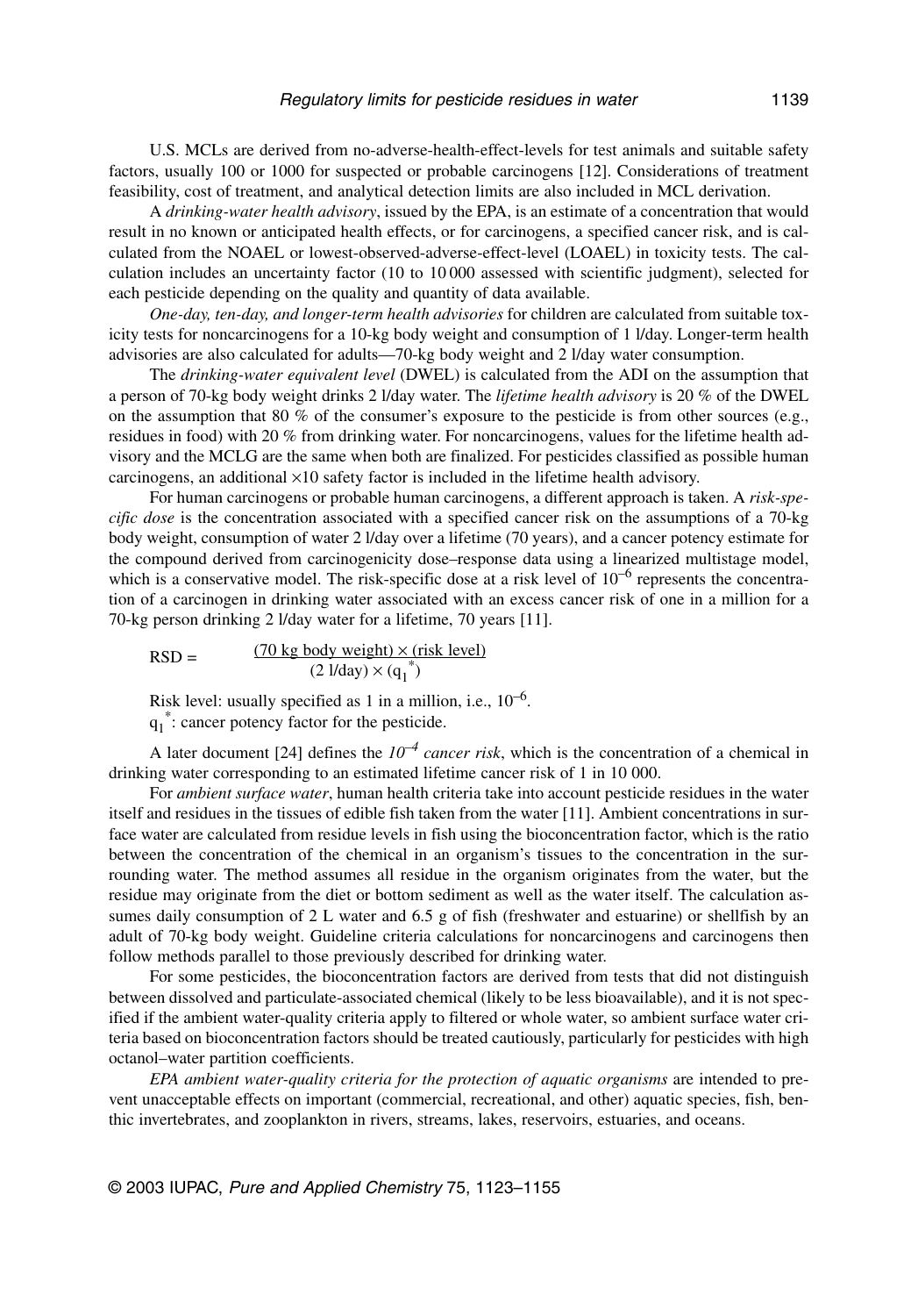U.S. MCLs are derived from no-adverse-health-effect-levels for test animals and suitable safety factors, usually 100 or 1000 for suspected or probable carcinogens [12]. Considerations of treatment feasibility, cost of treatment, and analytical detection limits are also included in MCL derivation.

A *drinking-water health advisory*, issued by the EPA, is an estimate of a concentration that would result in no known or anticipated health effects, or for carcinogens, a specified cancer risk, and is calculated from the NOAEL or lowest-observed-adverse-effect-level (LOAEL) in toxicity tests. The calculation includes an uncertainty factor (10 to 10 000 assessed with scientific judgment), selected for each pesticide depending on the quality and quantity of data available.

*One-day, ten-day, and longer-term health advisories* for children are calculated from suitable toxicity tests for noncarcinogens for a 10-kg body weight and consumption of 1 l/day. Longer-term health advisories are also calculated for adults—70-kg body weight and 2 l/day water consumption.

The *drinking-water equivalent level* (DWEL) is calculated from the ADI on the assumption that a person of 70-kg body weight drinks 2 l/day water. The *lifetime health advisory* is 20 % of the DWEL on the assumption that 80 % of the consumer's exposure to the pesticide is from other sources (e.g., residues in food) with 20 % from drinking water. For noncarcinogens, values for the lifetime health advisory and the MCLG are the same when both are finalized. For pesticides classified as possible human carcinogens, an additional ×10 safety factor is included in the lifetime health advisory.

For human carcinogens or probable human carcinogens, a different approach is taken. A *risk-specific dose* is the concentration associated with a specified cancer risk on the assumptions of a 70-kg body weight, consumption of water 2 l/day over a lifetime (70 years), and a cancer potency estimate for the compound derived from carcinogenicity dose–response data using a linearized multistage model, which is a conservative model. The risk-specific dose at a risk level of $10^{-6}$ represents the concentration of a carcinogen in drinking water associated with an excess cancer risk of one in a million for a 70-kg person drinking 2 l/day water for a lifetime, 70 years [11].

$$\text{RSD} = \frac{(\text{70 kg body weight}) \times (\text{risk level})}{(\text{2 l/day}) \times (q_1^*)}$$

Risk level: usually specified as 1 in a million, i.e., $10^{-6}$.

$q_1^*$: cancer potency factor for the pesticide.

A later document [24] defines the *$10^{-4}$ cancer risk*, which is the concentration of a chemical in drinking water corresponding to an estimated lifetime cancer risk of 1 in 10 000.

For *ambient surface water*, human health criteria take into account pesticide residues in the water itself and residues in the tissues of edible fish taken from the water [11]. Ambient concentrations in surface water are calculated from residue levels in fish using the bioconcentration factor, which is the ratio between the concentration of the chemical in an organism's tissues to the concentration in the surrounding water. The method assumes all residue in the organism originates from the water, but the residue may originate from the diet or bottom sediment as well as the water itself. The calculation assumes daily consumption of 2 L water and 6.5 g of fish (freshwater and estuarine) or shellfish by an adult of 70-kg body weight. Guideline criteria calculations for noncarcinogens and carcinogens then follow methods parallel to those previously described for drinking water.

For some pesticides, the bioconcentration factors are derived from tests that did not distinguish between dissolved and particulate-associated chemical (likely to be less bioavailable), and it is not specified if the ambient water-quality criteria apply to filtered or whole water, so ambient surface water criteria based on bioconcentration factors should be treated cautiously, particularly for pesticides with high octanol–water partition coefficients.

*EPA ambient water-quality criteria for the protection of aquatic organisms* are intended to prevent unacceptable effects on important (commercial, recreational, and other) aquatic species, fish, benthic invertebrates, and zooplankton in rivers, streams, lakes, reservoirs, estuaries, and oceans.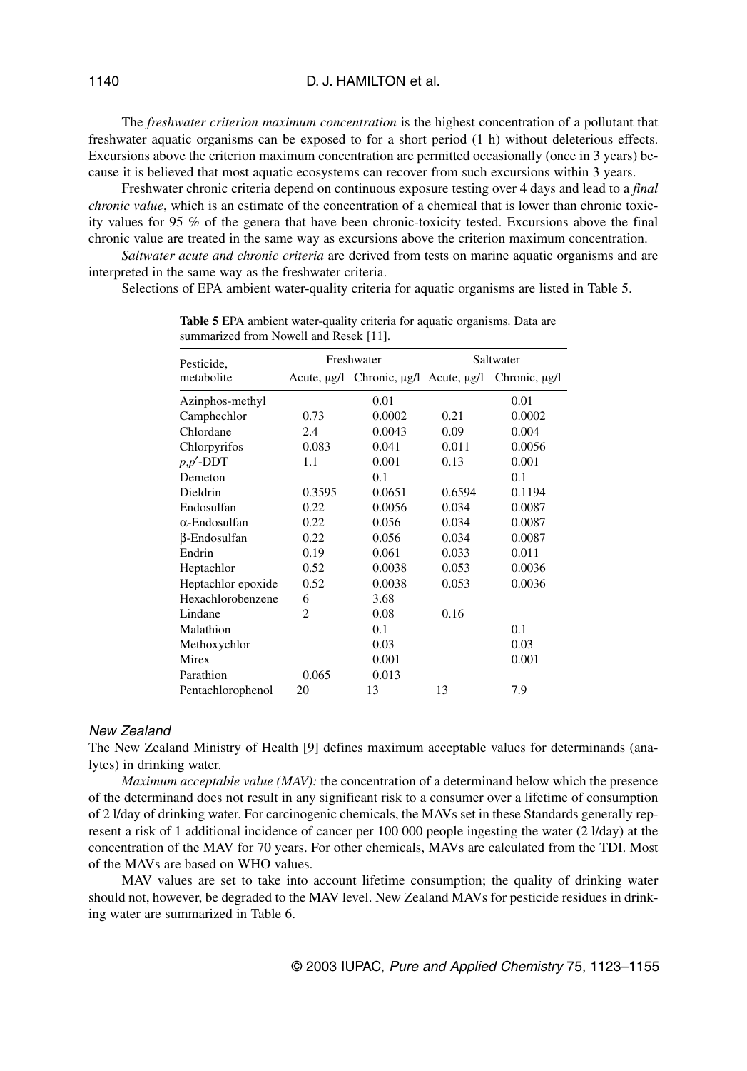The *freshwater criterion maximum concentration* is the highest concentration of a pollutant that freshwater aquatic organisms can be exposed to for a short period (1 h) without deleterious effects. Excursions above the criterion maximum concentration are permitted occasionally (once in 3 years) because it is believed that most aquatic ecosystems can recover from such excursions within 3 years.

Freshwater chronic criteria depend on continuous exposure testing over 4 days and lead to a *final chronic value*, which is an estimate of the concentration of a chemical that is lower than chronic toxicity values for 95 % of the genera that have been chronic-toxicity tested. Excursions above the final chronic value are treated in the same way as excursions above the criterion maximum concentration.

*Saltwater acute and chronic criteria* are derived from tests on marine aquatic organisms and are interpreted in the same way as the freshwater criteria.

Selections of EPA ambient water-quality criteria for aquatic organisms are listed in Table 5.

**Table 5** EPA ambient water-quality criteria for aquatic organisms. Data are summarized from Nowell and Resek [11].

| Pesticide, metabolite | Freshwater | | Saltwater | |
|---|---|---|---|---|
| | Acute, μg/l | Chronic, μg/l | Acute, μg/l | Chronic, μg/l |
| Azinphos-methyl | | 0.01 | | 0.01 |
| Camphechlor | 0.73 | 0.0002 | 0.21 | 0.0002 |
| Chlordane | 2.4 | 0.0043 | 0.09 | 0.004 |
| Chlorpyrifos | 0.083 | 0.041 | 0.011 | 0.0056 |
| $p,p'$-DDT | 1.1 | 0.001 | 0.13 | 0.001 |
| Demeton | | 0.1 | | 0.1 |
| Dieldrin | 0.3595 | 0.0651 | 0.6594 | 0.1194 |
| Endosulfan | 0.22 | 0.0056 | 0.034 | 0.0087 |
| α-Endosulfan | 0.22 | 0.056 | 0.034 | 0.0087 |
| β-Endosulfan | 0.22 | 0.056 | 0.034 | 0.0087 |
| Endrin | 0.19 | 0.061 | 0.033 | 0.011 |
| Heptachlor | 0.52 | 0.0038 | 0.053 | 0.0036 |
| Heptachlor epoxide | 0.52 | 0.0038 | 0.053 | 0.0036 |
| Hexachlorobenzene | 6 | 3.68 | | |
| Lindane | 2 | 0.08 | 0.16 | |
| Malathion | | 0.1 | | 0.1 |
| Methoxychlor | | 0.03 | | 0.03 |
| Mirex | | 0.001 | | 0.001 |
| Parathion | 0.065 | 0.013 | | |
| Pentachlorophenol | 20 | 13 | 13 | 7.9 |

### *New Zealand*

The New Zealand Ministry of Health [9] defines maximum acceptable values for determinands (analytes) in drinking water.

*Maximum acceptable value (MAV):* the concentration of a determinand below which the presence of the determinand does not result in any significant risk to a consumer over a lifetime of consumption of 2 l/day of drinking water. For carcinogenic chemicals, the MAVs set in these Standards generally represent a risk of 1 additional incidence of cancer per 100 000 people ingesting the water (2 l/day) at the concentration of the MAV for 70 years. For other chemicals, MAVs are calculated from the TDI. Most of the MAVs are based on WHO values.

MAV values are set to take into account lifetime consumption; the quality of drinking water should not, however, be degraded to the MAV level. New Zealand MAVs for pesticide residues in drinking water are summarized in Table 6.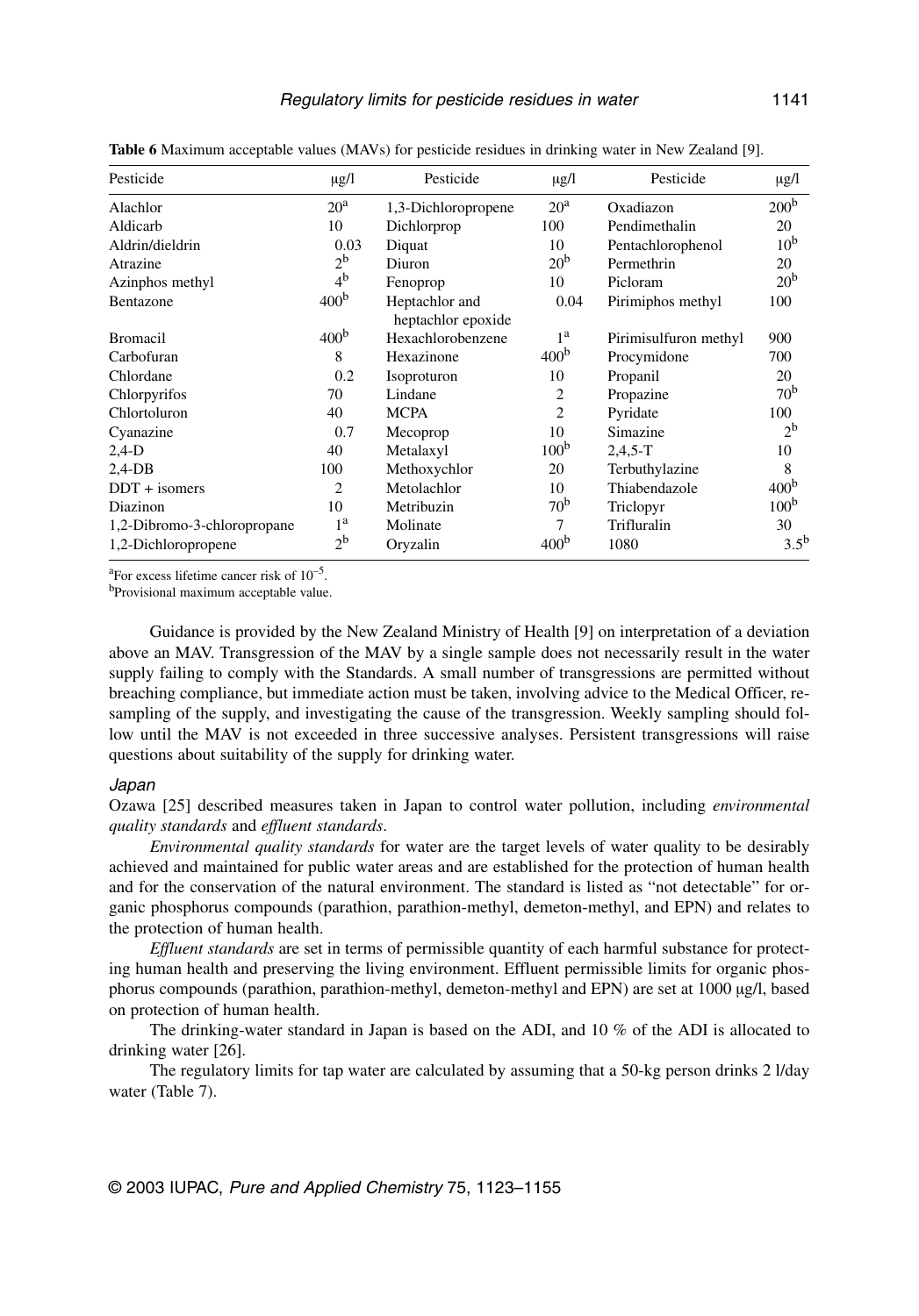**Table 6** Maximum acceptable values (MAVs) for pesticide residues in drinking water in New Zealand [9].

| Pesticide | μg/l | Pesticide | μg/l | Pesticide | μg/l |
|---|---|---|---|---|---|
| Alachlor | 20[a] | 1,3-Dichloropropene | 20[a] | Oxadiazon | 200[b] |
| Aldicarb | 10 | Dichlorprop | 100 | Pendimethalin | 20 |
| Aldrin/dieldrin | 0.03 | Diquat | 10 | Pentachlorophenol | 10[b] |
| Atrazine | 2[b] | Diuron | 20[b] | Permethrin | 20 |
| Azinphos methyl | 4[b] | Fenoprop | 10 | Picloram | 20[b] |
| Bentazone | 400[b] | Heptachlor and heptachlor epoxide | 0.04 | Pirimiphos methyl | 100 |
| Bromacil | 400[b] | Hexachlorobenzene | 1[a] | Pirimisulfuron methyl | 900 |
| Carbofuran | 8 | Hexazinone | 400[b] | Procymidone | 700 |
| Chlordane | 0.2 | Isoproturon | 10 | Propanil | 20 |
| Chlorpyrifos | 70 | Lindane | 2 | Propazine | 70[b] |
| Chlortoluron | 40 | MCPA | 2 | Pyridate | 100 |
| Cyanazine | 0.7 | Mecoprop | 10 | Simazine | 2[b] |
| 2,4-D | 40 | Metalaxyl | 100[b] | 2,4,5-T | 10 |
| 2,4-DB | 100 | Methoxychlor | 20 | Terbuthylazine | 8 |
| DDT + isomers | 2 | Metolachlor | 10 | Thiabendazole | 400[b] |
| Diazinon | 10 | Metribuzin | 70[b] | Triclopyr | 100[b] |
| 1,2-Dibromo-3-chloropropane | 1[a] | Molinate | 7 | Trifluralin | 30 |
| 1,2-Dichloropropene | 2[b] | Oryzalin | 400[b] | 1080 | 3.5[b] |

[a]For excess lifetime cancer risk of $10^{-5}$.
[b]Provisional maximum acceptable value.

Guidance is provided by the New Zealand Ministry of Health [9] on interpretation of a deviation above an MAV. Transgression of the MAV by a single sample does not necessarily result in the water supply failing to comply with the Standards. A small number of transgressions are permitted without breaching compliance, but immediate action must be taken, involving advice to the Medical Officer, resampling of the supply, and investigating the cause of the transgression. Weekly sampling should follow until the MAV is not exceeded in three successive analyses. Persistent transgressions will raise questions about suitability of the supply for drinking water.

### *Japan*

Ozawa [25] described measures taken in Japan to control water pollution, including *environmental quality standards* and *effluent standards*.

*Environmental quality standards* for water are the target levels of water quality to be desirably achieved and maintained for public water areas and are established for the protection of human health and for the conservation of the natural environment. The standard is listed as "not detectable" for organic phosphorus compounds (parathion, parathion-methyl, demeton-methyl, and EPN) and relates to the protection of human health.

*Effluent standards* are set in terms of permissible quantity of each harmful substance for protecting human health and preserving the living environment. Effluent permissible limits for organic phosphorus compounds (parathion, parathion-methyl, demeton-methyl and EPN) are set at 1000 μg/l, based on protection of human health.

The drinking-water standard in Japan is based on the ADI, and 10 % of the ADI is allocated to drinking water [26].

The regulatory limits for tap water are calculated by assuming that a 50-kg person drinks 2 l/day water (Table 7).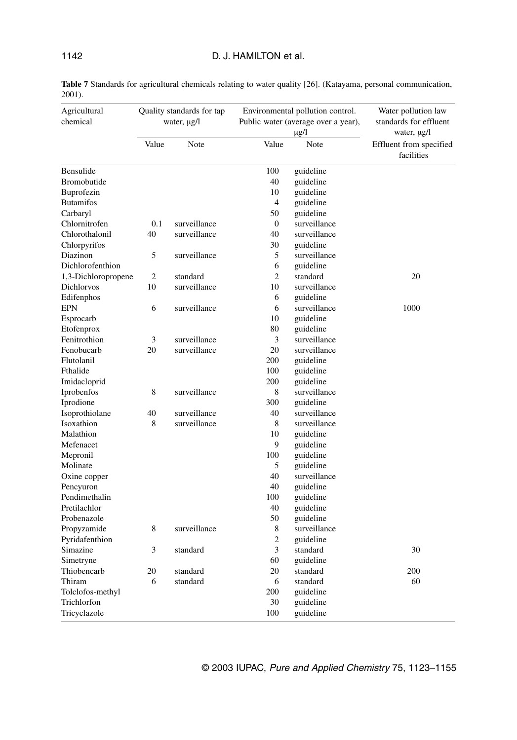**Table 7** Standards for agricultural chemicals relating to water quality [26]. (Katayama, personal communication, 2001).

| Agricultural chemical | Quality standards for tap water, μg/l | | Environmental pollution control. Public water (average over a year), μg/l | | Water pollution law standards for effluent water, μg/l |
|---|---|---|---|---|---|
| | Value | Note | Value | Note | Effluent from specified facilities |
| Bensulide | | | 100 | guideline | |
| Bromobutide | | | 40 | guideline | |
| Buprofezin | | | 10 | guideline | |
| Butamifos | | | 4 | guideline | |
| Carbaryl | | | 50 | guideline | |
| Chlornitrofen | 0.1 | surveillance | 0 | surveillance | |
| Chlorothalonil | 40 | surveillance | 40 | surveillance | |
| Chlorpyrifos | | | 30 | guideline | |
| Diazinon | 5 | surveillance | 5 | surveillance | |
| Dichlorofenthion | | | 6 | guideline | |
| 1,3-Dichloropropene | 2 | standard | 2 | standard | 20 |
| Dichlorvos | 10 | surveillance | 10 | surveillance | |
| Edifenphos | | | 6 | guideline | |
| EPN | 6 | surveillance | 6 | surveillance | 1000 |
| Esprocarb | | | 10 | guideline | |
| Etofenprox | | | 80 | guideline | |
| Fenitrothion | 3 | surveillance | 3 | surveillance | |
| Fenobucarb | 20 | surveillance | 20 | surveillance | |
| Flutolanil | | | 200 | guideline | |
| Fthalide | | | 100 | guideline | |
| Imidacloprid | | | 200 | guideline | |
| Iprobenfos | 8 | surveillance | 8 | surveillance | |
| Iprodione | | | 300 | guideline | |
| Isoprothiolane | 40 | surveillance | 40 | surveillance | |
| Isoxathion | 8 | surveillance | 8 | surveillance | |
| Malathion | | | 10 | guideline | |
| Mefenacet | | | 9 | guideline | |
| Mepronil | | | 100 | guideline | |
| Molinate | | | 5 | guideline | |
| Oxine copper | | | 40 | surveillance | |
| Pencyuron | | | 40 | guideline | |
| Pendimethalin | | | 100 | guideline | |
| Pretilachlor | | | 40 | guideline | |
| Probenazole | | | 50 | guideline | |
| Propyzamide | 8 | surveillance | 8 | surveillance | |
| Pyridafenthion | | | 2 | guideline | |
| Simazine | 3 | standard | 3 | standard | 30 |
| Simetryne | | | 60 | guideline | |
| Thiobencarb | 20 | standard | 20 | standard | 200 |
| Thiram | 6 | standard | 6 | standard | 60 |
| Tolclofos-methyl | | | 200 | guideline | |
| Trichlorfon | | | 30 | guideline | |
| Tricyclazole | | | 100 | guideline | |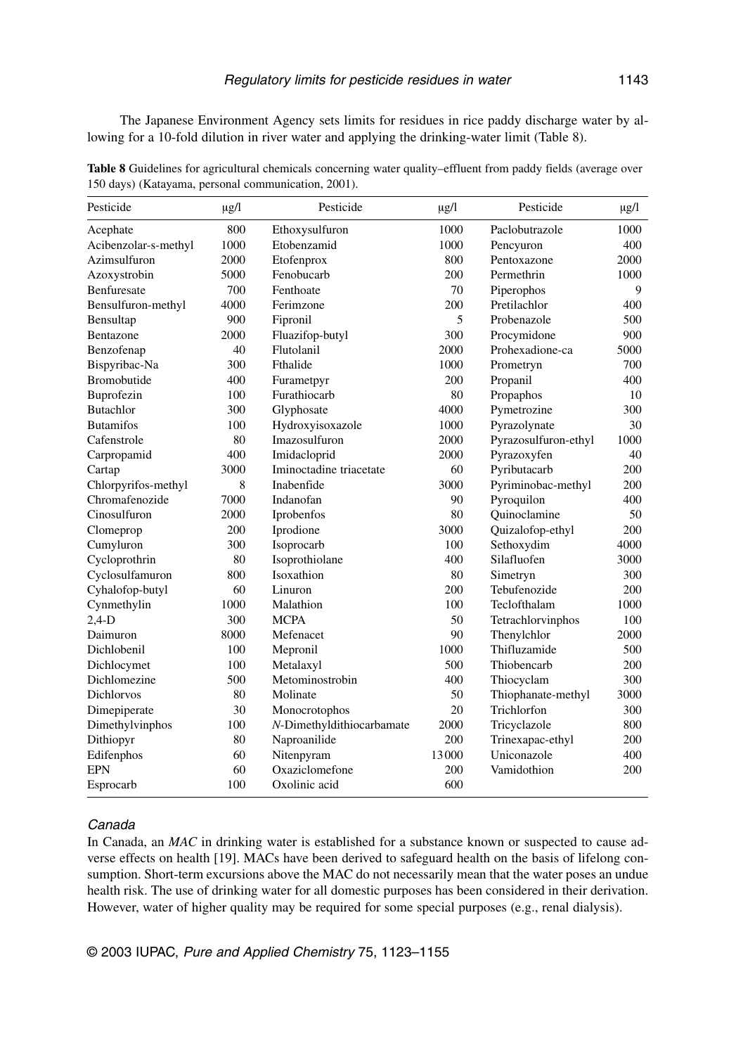The Japanese Environment Agency sets limits for residues in rice paddy discharge water by allowing for a 10-fold dilution in river water and applying the drinking-water limit (Table 8).

**Table 8** Guidelines for agricultural chemicals concerning water quality–effluent from paddy fields (average over 150 days) (Katayama, personal communication, 2001).

| Pesticide | μg/l | Pesticide | μg/l | Pesticide | μg/l |
|---|---|---|---|---|---|
| Acephate | 800 | Ethoxysulfuron | 1000 | Paclobutrazole | 1000 |
| Acibenzolar-s-methyl | 1000 | Etobenzamid | 1000 | Pencyuron | 400 |
| Azimsulfuron | 2000 | Etofenprox | 800 | Pentoxazone | 2000 |
| Azoxystrobin | 5000 | Fenobucarb | 200 | Permethrin | 1000 |
| Benfuresate | 700 | Fenthoate | 70 | Piperophos | 9 |
| Bensulfuron-methyl | 4000 | Ferimzone | 200 | Pretilachlor | 400 |
| Bensultap | 900 | Fipronil | 5 | Probenazole | 500 |
| Bentazone | 2000 | Fluazifop-butyl | 300 | Procymidone | 900 |
| Benzofenap | 40 | Flutolanil | 2000 | Prohexadione-ca | 5000 |
| Bispyribac-Na | 300 | Fthalide | 1000 | Prometryn | 700 |
| Bromobutide | 400 | Furametpyr | 200 | Propanil | 400 |
| Buprofezin | 100 | Furathiocarb | 80 | Propaphos | 10 |
| Butachlor | 300 | Glyphosate | 4000 | Pymetrozine | 300 |
| Butamifos | 100 | Hydroxyisoxazole | 1000 | Pyrazolynate | 30 |
| Cafenstrole | 80 | Imazosulfuron | 2000 | Pyrazosulfuron-ethyl | 1000 |
| Carpropamid | 400 | Imidacloprid | 2000 | Pyrazoxyfen | 40 |
| Cartap | 3000 | Iminoctadine triacetate | 60 | Pyributacarb | 200 |
| Chlorpyrifos-methyl | 8 | Inabenfide | 3000 | Pyriminobac-methyl | 200 |
| Chromafenozide | 7000 | Indanofan | 90 | Pyroquilon | 400 |
| Cinosulfuron | 2000 | Iprobenfos | 80 | Quinoclamine | 50 |
| Clomeprop | 200 | Iprodione | 3000 | Quizalofop-ethyl | 200 |
| Cumyluron | 300 | Isoprocarb | 100 | Sethoxydim | 4000 |
| Cycloprothrin | 80 | Isoprothiolane | 400 | Silafluofen | 3000 |
| Cyclosulfamuron | 800 | Isoxathion | 80 | Simetryn | 300 |
| Cyhalofop-butyl | 60 | Linuron | 200 | Tebufenozide | 200 |
| Cynmethylin | 1000 | Malathion | 100 | Tecloftalam | 1000 |
| 2,4-D | 300 | MCPA | 50 | Tetrachlorvinphos | 100 |
| Daimuron | 8000 | Mefenacet | 90 | Thenylchlor | 2000 |
| Dichlobenil | 100 | Mepronil | 1000 | Thifluzamide | 500 |
| Dichlocymet | 100 | Metalaxyl | 500 | Thiobencarb | 200 |
| Dichlomezine | 500 | Metominostrobin | 400 | Thiocyclam | 300 |
| Dichlorvos | 80 | Molinate | 50 | Thiophanate-methyl | 3000 |
| Dimepiperate | 30 | Monocrotophos | 20 | Trichlorfon | 300 |
| Dimethylvinphos | 100 | *N*-Dimethyldithiocarbamate | 2000 | Tricyclazole | 800 |
| Dithiopyr | 80 | Naproanilide | 200 | Trinexapac-ethyl | 200 |
| Edifenphos | 60 | Nitenpyram | 13 000 | Uniconazole | 400 |
| EPN | 60 | Oxaziclomefone | 200 | Vamidothion | 200 |
| Esprocarb | 100 | Oxolinic acid | 600 | | |

### *Canada*

In Canada, an *MAC* in drinking water is established for a substance known or suspected to cause adverse effects on health [19]. MACs have been derived to safeguard health on the basis of lifelong consumption. Short-term excursions above the MAC do not necessarily mean that the water poses an undue health risk. The use of drinking water for all domestic purposes has been considered in their derivation. However, water of higher quality may be required for some special purposes (e.g., renal dialysis).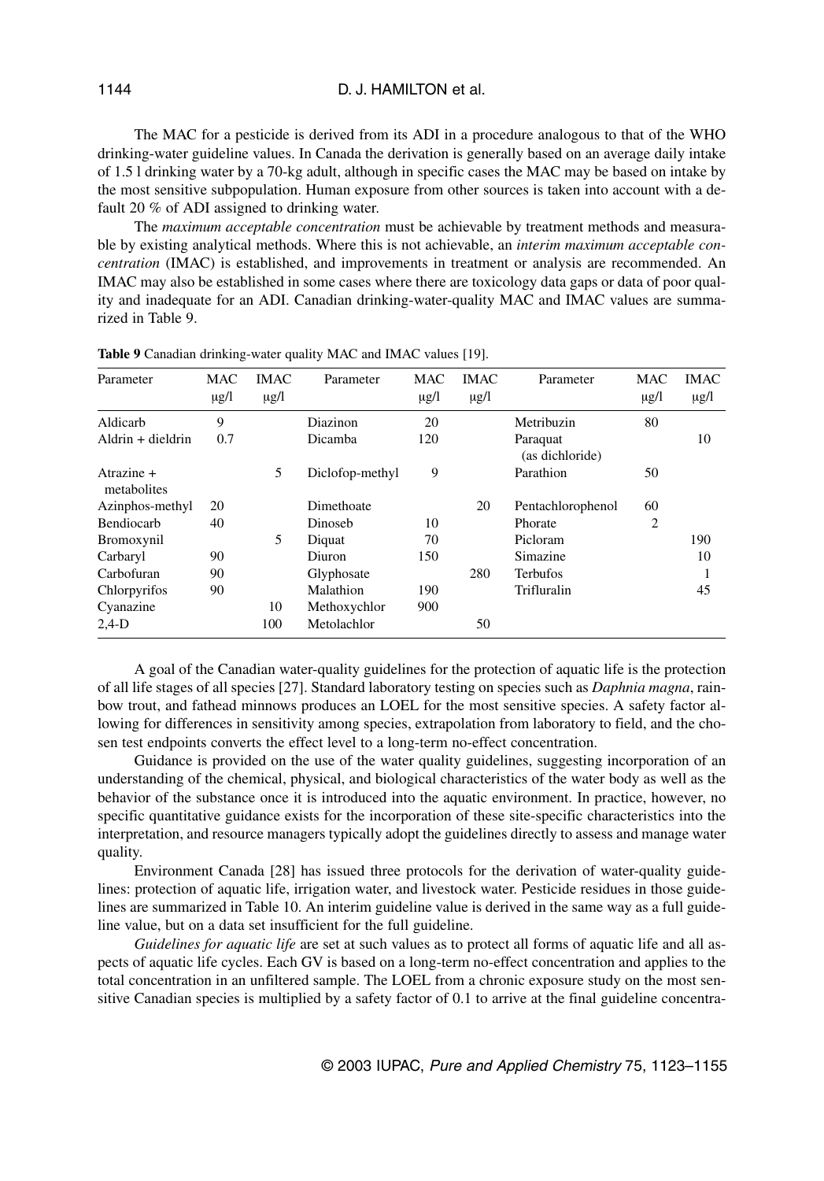The MAC for a pesticide is derived from its ADI in a procedure analogous to that of the WHO drinking-water guideline values. In Canada the derivation is generally based on an average daily intake of 1.5 l drinking water by a 70-kg adult, although in specific cases the MAC may be based on intake by the most sensitive subpopulation. Human exposure from other sources is taken into account with a default 20 % of ADI assigned to drinking water.

The *maximum acceptable concentration* must be achievable by treatment methods and measurable by existing analytical methods. Where this is not achievable, an *interim maximum acceptable concentration* (IMAC) is established, and improvements in treatment or analysis are recommended. An IMAC may also be established in some cases where there are toxicology data gaps or data of poor quality and inadequate for an ADI. Canadian drinking-water-quality MAC and IMAC values are summarized in Table 9.

**Table 9** Canadian drinking-water quality MAC and IMAC values [19].

| Parameter | MAC µg/l | IMAC µg/l | Parameter | MAC µg/l | IMAC µg/l | Parameter | MAC µg/l | IMAC µg/l |
|---|---|---|---|---|---|---|---|---|
| Aldicarb | 9 | | Diazinon | 20 | | Metribuzin | 80 | |
| Aldrin + dieldrin | 0.7 | | Dicamba | 120 | | Paraquat (as dichloride) | | 10 |
| Atrazine + metabolites | | 5 | Diclofop-methyl | 9 | | Parathion | 50 | |
| Azinphos-methyl | 20 | | Dimethoate | | 20 | Pentachlorophenol | 60 | |
| Bendiocarb | 40 | | Dinoseb | 10 | | Phorate | 2 | |
| Bromoxynil | | 5 | Diquat | 70 | | Picloram | | 190 |
| Carbaryl | 90 | | Diuron | 150 | | Simazine | | 10 |
| Carbofuran | 90 | | Glyphosate | | 280 | Terbufos | | 1 |
| Chlorpyrifos | 90 | | Malathion | 190 | | Trifluralin | | 45 |
| Cyanazine | | 10 | Methoxychlor | 900 | | | | |
| 2,4-D | | 100 | Metolachlor | | 50 | | | |

A goal of the Canadian water-quality guidelines for the protection of aquatic life is the protection of all life stages of all species [27]. Standard laboratory testing on species such as *Daphnia magna*, rainbow trout, and fathead minnows produces an LOEL for the most sensitive species. A safety factor allowing for differences in sensitivity among species, extrapolation from laboratory to field, and the chosen test endpoints converts the effect level to a long-term no-effect concentration.

Guidance is provided on the use of the water quality guidelines, suggesting incorporation of an understanding of the chemical, physical, and biological characteristics of the water body as well as the behavior of the substance once it is introduced into the aquatic environment. In practice, however, no specific quantitative guidance exists for the incorporation of these site-specific characteristics into the interpretation, and resource managers typically adopt the guidelines directly to assess and manage water quality.

Environment Canada [28] has issued three protocols for the derivation of water-quality guidelines: protection of aquatic life, irrigation water, and livestock water. Pesticide residues in those guidelines are summarized in Table 10. An interim guideline value is derived in the same way as a full guideline value, but on a data set insufficient for the full guideline.

*Guidelines for aquatic life* are set at such values as to protect all forms of aquatic life and all aspects of aquatic life cycles. Each GV is based on a long-term no-effect concentration and applies to the total concentration in an unfiltered sample. The LOEL from a chronic exposure study on the most sensitive Canadian species is multiplied by a safety factor of 0.1 to arrive at the final guideline concentra-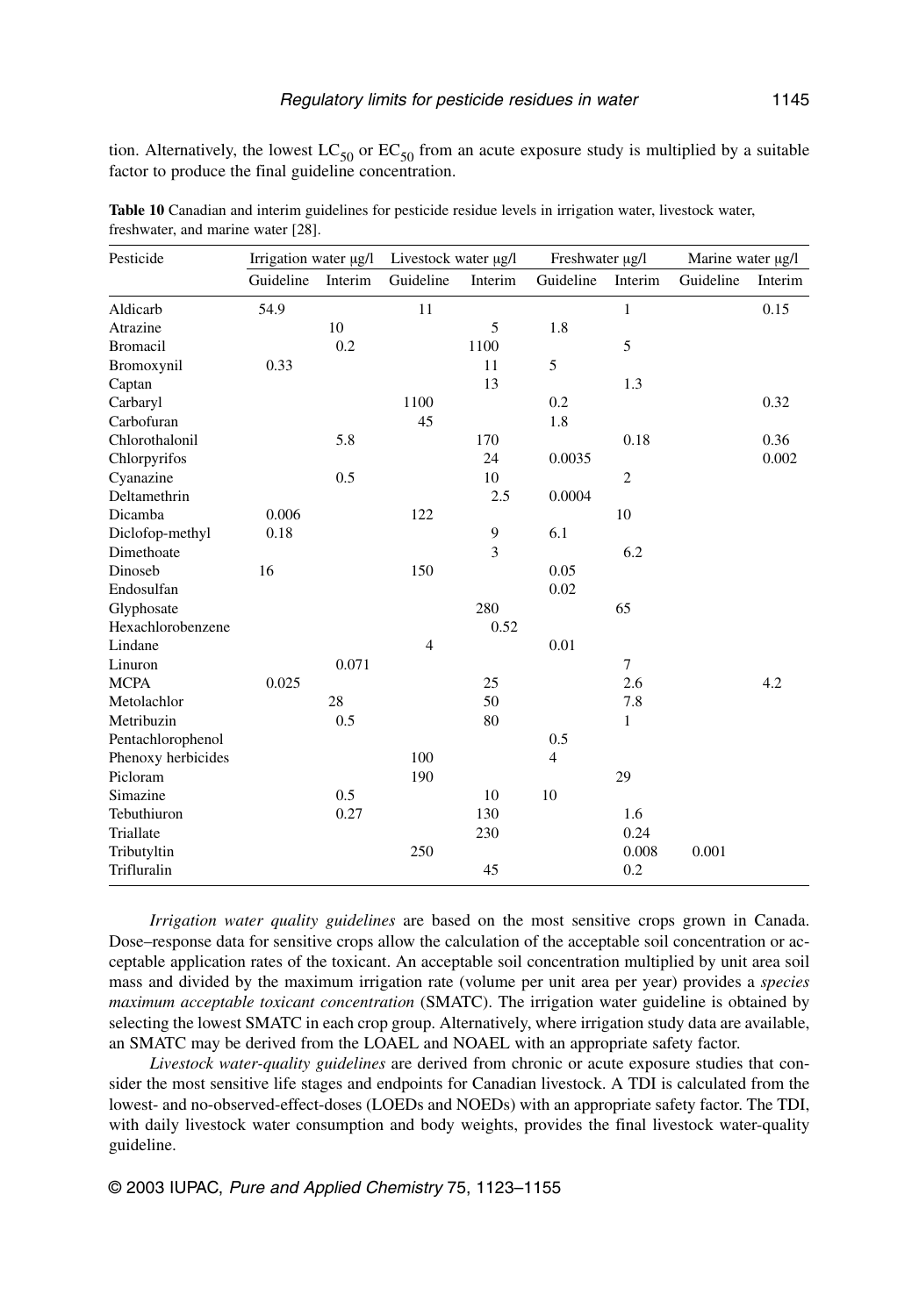tion. Alternatively, the lowest $LC_{50}$ or $EC_{50}$ from an acute exposure study is multiplied by a suitable factor to produce the final guideline concentration.

**Table 10** Canadian and interim guidelines for pesticide residue levels in irrigation water, livestock water, freshwater, and marine water [28].

| Pesticide | Irrigation water µg/l | | Livestock water µg/l | | Freshwater µg/l | | Marine water µg/l | |
|---|---|---|---|---|---|---|---|---|
| | Guideline | Interim | Guideline | Interim | Guideline | Interim | Guideline | Interim |
| Aldicarb | 54.9 | | 11 | | | 1 | | 0.15 |
| Atrazine | | 10 | | 5 | 1.8 | | | |
| Bromacil | | 0.2 | | 1100 | | 5 | | |
| Bromoxynil | 0.33 | | | 11 | 5 | | | |
| Captan | | | | 13 | | 1.3 | | |
| Carbaryl | | | 1100 | | 0.2 | | | 0.32 |
| Carbofuran | | | 45 | | 1.8 | | | |
| Chlorothalonil | | 5.8 | | 170 | | 0.18 | | 0.36 |
| Chlorpyrifos | | | | 24 | 0.0035 | | | 0.002 |
| Cyanazine | | 0.5 | | 10 | | 2 | | |
| Deltamethrin | | | | 2.5 | 0.0004 | | | |
| Dicamba | 0.006 | | 122 | | | 10 | | |
| Diclofop-methyl | 0.18 | | | 9 | 6.1 | | | |
| Dimethoate | | | | 3 | | 6.2 | | |
| Dinoseb | 16 | | 150 | | 0.05 | | | |
| Endosulfan | | | | | 0.02 | | | |
| Glyphosate | | | | 280 | | 65 | | |
| Hexachlorobenzene | | | | 0.52 | | | | |
| Lindane | | | 4 | | 0.01 | | | |
| Linuron | | 0.071 | | | | 7 | | |
| MCPA | 0.025 | | | 25 | | 2.6 | | 4.2 |
| Metolachlor | | 28 | | 50 | | 7.8 | | |
| Metribuzin | | 0.5 | | 80 | | 1 | | |
| Pentachlorophenol | | | | | 0.5 | | | |
| Phenoxy herbicides | | | 100 | | 4 | | | |
| Picloram | | | 190 | | | 29 | | |
| Simazine | | 0.5 | | 10 | 10 | | | |
| Tebuthiuron | | 0.27 | | 130 | | 1.6 | | |
| Triallate | | | | 230 | | 0.24 | | |
| Tributyltin | | | 250 | | | 0.008 | 0.001 | |
| Trifluralin | | | | 45 | | 0.2 | | |

*Irrigation water quality guidelines* are based on the most sensitive crops grown in Canada. Dose–response data for sensitive crops allow the calculation of the acceptable soil concentration or acceptable application rates of the toxicant. An acceptable soil concentration multiplied by unit area soil mass and divided by the maximum irrigation rate (volume per unit area per year) provides a *species maximum acceptable toxicant concentration* (SMATC). The irrigation water guideline is obtained by selecting the lowest SMATC in each crop group. Alternatively, where irrigation study data are available, an SMATC may be derived from the LOAEL and NOAEL with an appropriate safety factor.

*Livestock water-quality guidelines* are derived from chronic or acute exposure studies that consider the most sensitive life stages and endpoints for Canadian livestock. A TDI is calculated from the lowest- and no-observed-effect-doses (LOEDs and NOEDs) with an appropriate safety factor. The TDI, with daily livestock water consumption and body weights, provides the final livestock water-quality guideline.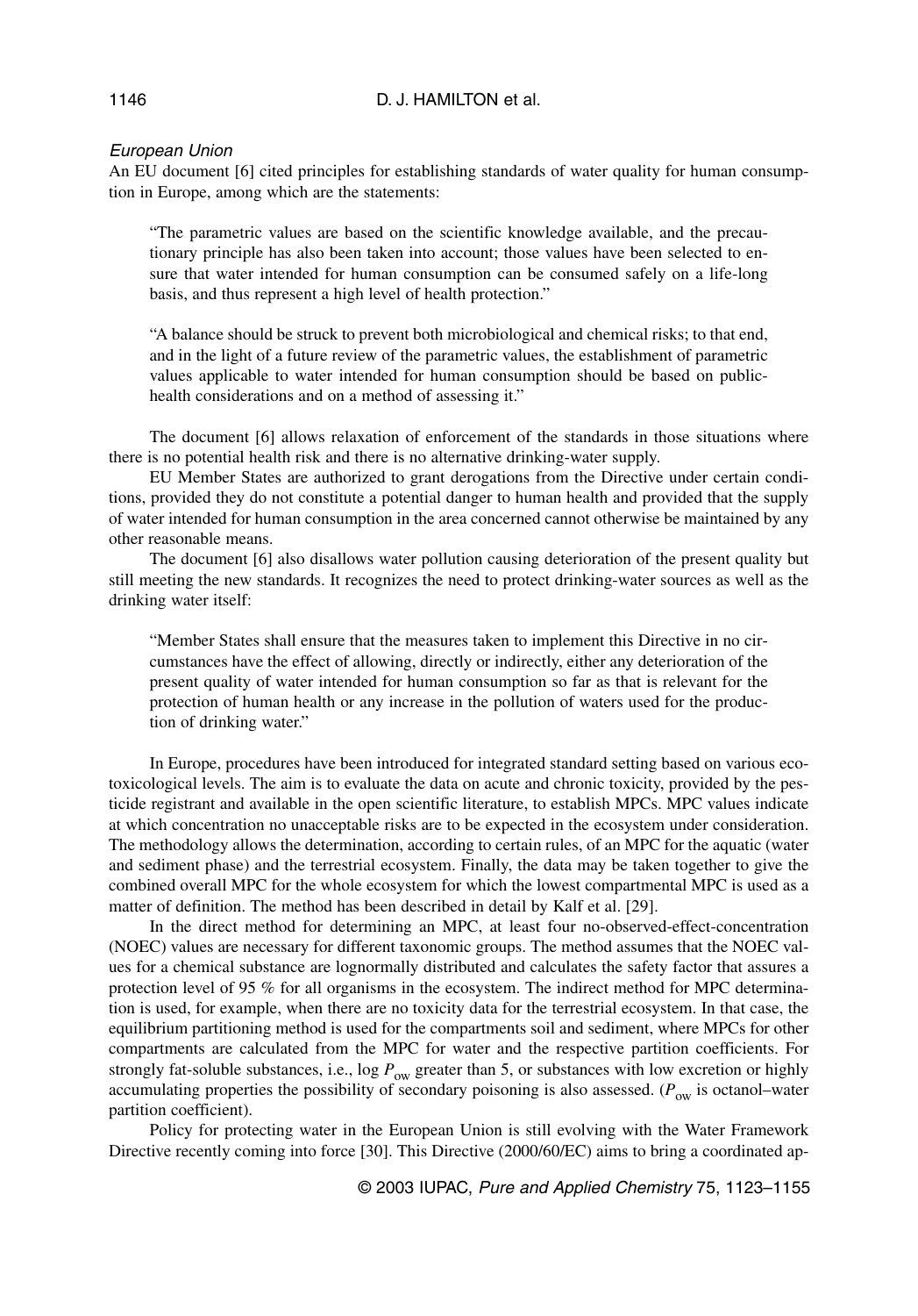*European Union*

An EU document [6] cited principles for establishing standards of water quality for human consumption in Europe, among which are the statements:

> "The parametric values are based on the scientific knowledge available, and the precautionary principle has also been taken into account; those values have been selected to ensure that water intended for human consumption can be consumed safely on a life-long basis, and thus represent a high level of health protection."

> "A balance should be struck to prevent both microbiological and chemical risks; to that end, and in the light of a future review of the parametric values, the establishment of parametric values applicable to water intended for human consumption should be based on public-health considerations and on a method of assessing it."

The document [6] allows relaxation of enforcement of the standards in those situations where there is no potential health risk and there is no alternative drinking-water supply.

EU Member States are authorized to grant derogations from the Directive under certain conditions, provided they do not constitute a potential danger to human health and provided that the supply of water intended for human consumption in the area concerned cannot otherwise be maintained by any other reasonable means.

The document [6] also disallows water pollution causing deterioration of the present quality but still meeting the new standards. It recognizes the need to protect drinking-water sources as well as the drinking water itself:

> "Member States shall ensure that the measures taken to implement this Directive in no circumstances have the effect of allowing, directly or indirectly, either any deterioration of the present quality of water intended for human consumption so far as that is relevant for the protection of human health or any increase in the pollution of waters used for the production of drinking water."

In Europe, procedures have been introduced for integrated standard setting based on various ecotoxicological levels. The aim is to evaluate the data on acute and chronic toxicity, provided by the pesticide registrant and available in the open scientific literature, to establish MPCs. MPC values indicate at which concentration no unacceptable risks are to be expected in the ecosystem under consideration. The methodology allows the determination, according to certain rules, of an MPC for the aquatic (water and sediment phase) and the terrestrial ecosystem. Finally, the data may be taken together to give the combined overall MPC for the whole ecosystem for which the lowest compartmental MPC is used as a matter of definition. The method has been described in detail by Kalf et al. [29].

In the direct method for determining an MPC, at least four no-observed-effect-concentration (NOEC) values are necessary for different taxonomic groups. The method assumes that the NOEC values for a chemical substance are lognormally distributed and calculates the safety factor that assures a protection level of 95 % for all organisms in the ecosystem. The indirect method for MPC determination is used, for example, when there are no toxicity data for the terrestrial ecosystem. In that case, the equilibrium partitioning method is used for the compartments soil and sediment, where MPCs for other compartments are calculated from the MPC for water and the respective partition coefficients. For strongly fat-soluble substances, i.e., log $P_{ow}$ greater than 5, or substances with low excretion or highly accumulating properties the possibility of secondary poisoning is also assessed. ($P_{ow}$ is octanol–water partition coefficient).

Policy for protecting water in the European Union is still evolving with the Water Framework Directive recently coming into force [30]. This Directive (2000/60/EC) aims to bring a coordinated ap-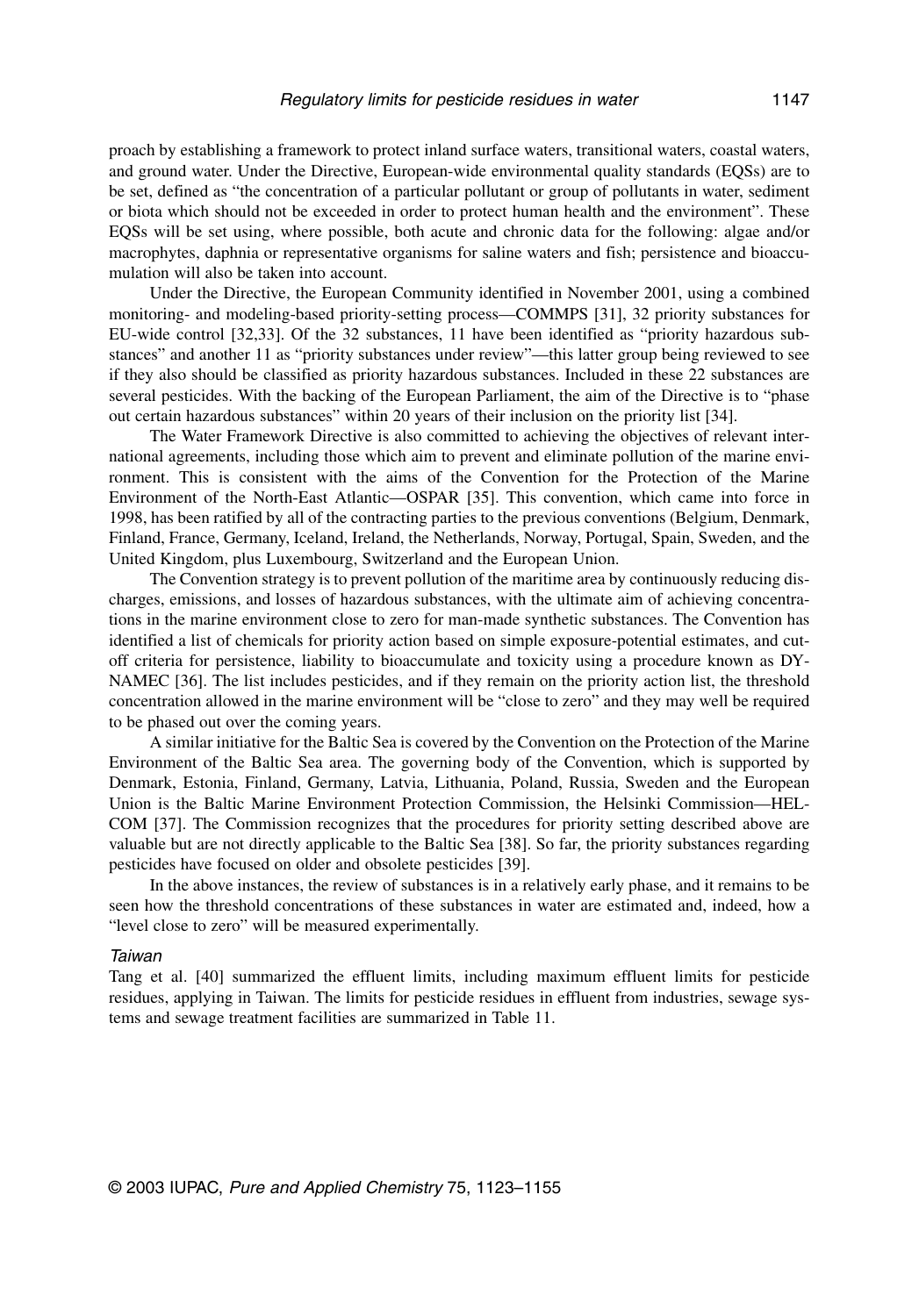proach by establishing a framework to protect inland surface waters, transitional waters, coastal waters, and ground water. Under the Directive, European-wide environmental quality standards (EQSs) are to be set, defined as "the concentration of a particular pollutant or group of pollutants in water, sediment or biota which should not be exceeded in order to protect human health and the environment". These EQSs will be set using, where possible, both acute and chronic data for the following: algae and/or macrophytes, daphnia or representative organisms for saline waters and fish; persistence and bioaccumulation will also be taken into account.

Under the Directive, the European Community identified in November 2001, using a combined monitoring- and modeling-based priority-setting process—COMMPS [31], 32 priority substances for EU-wide control [32,33]. Of the 32 substances, 11 have been identified as "priority hazardous substances" and another 11 as "priority substances under review"—this latter group being reviewed to see if they also should be classified as priority hazardous substances. Included in these 22 substances are several pesticides. With the backing of the European Parliament, the aim of the Directive is to "phase out certain hazardous substances" within 20 years of their inclusion on the priority list [34].

The Water Framework Directive is also committed to achieving the objectives of relevant international agreements, including those which aim to prevent and eliminate pollution of the marine environment. This is consistent with the aims of the Convention for the Protection of the Marine Environment of the North-East Atlantic—OSPAR [35]. This convention, which came into force in 1998, has been ratified by all of the contracting parties to the previous conventions (Belgium, Denmark, Finland, France, Germany, Iceland, Ireland, the Netherlands, Norway, Portugal, Spain, Sweden, and the United Kingdom, plus Luxembourg, Switzerland and the European Union.

The Convention strategy is to prevent pollution of the maritime area by continuously reducing discharges, emissions, and losses of hazardous substances, with the ultimate aim of achieving concentrations in the marine environment close to zero for man-made synthetic substances. The Convention has identified a list of chemicals for priority action based on simple exposure-potential estimates, and cutoff criteria for persistence, liability to bioaccumulate and toxicity using a procedure known as DYNAMEC [36]. The list includes pesticides, and if they remain on the priority action list, the threshold concentration allowed in the marine environment will be "close to zero" and they may well be required to be phased out over the coming years.

A similar initiative for the Baltic Sea is covered by the Convention on the Protection of the Marine Environment of the Baltic Sea area. The governing body of the Convention, which is supported by Denmark, Estonia, Finland, Germany, Latvia, Lithuania, Poland, Russia, Sweden and the European Union is the Baltic Marine Environment Protection Commission, the Helsinki Commission—HELCOM [37]. The Commission recognizes that the procedures for priority setting described above are valuable but are not directly applicable to the Baltic Sea [38]. So far, the priority substances regarding pesticides have focused on older and obsolete pesticides [39].

In the above instances, the review of substances is in a relatively early phase, and it remains to be seen how the threshold concentrations of these substances in water are estimated and, indeed, how a "level close to zero" will be measured experimentally.

### *Taiwan*

Tang et al. [40] summarized the effluent limits, including maximum effluent limits for pesticide residues, applying in Taiwan. The limits for pesticide residues in effluent from industries, sewage systems and sewage treatment facilities are summarized in Table 11.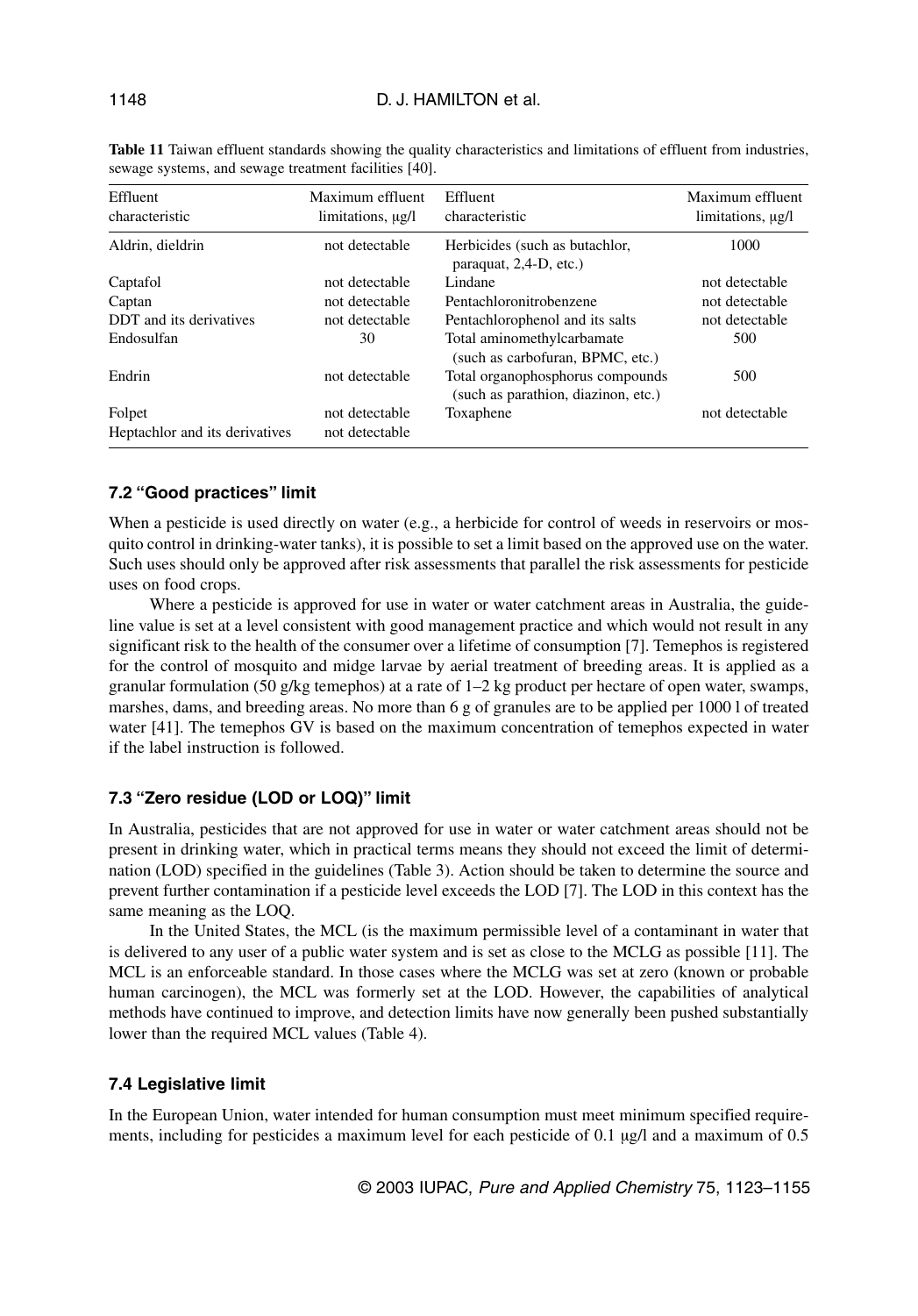**Table 11** Taiwan effluent standards showing the quality characteristics and limitations of effluent from industries, sewage systems, and sewage treatment facilities [40].

| Effluent characteristic | Maximum effluent limitations, μg/l | Effluent characteristic | Maximum effluent limitations, μg/l |
|---|---|---|---|
| Aldrin, dieldrin | not detectable | Herbicides (such as butachlor, paraquat, 2,4-D, etc.) | 1000 |
| Captafol | not detectable | Lindane | not detectable |
| Captan | not detectable | Pentachloronitrobenzene | not detectable |
| DDT and its derivatives | not detectable | Pentachlorophenol and its salts | not detectable |
| Endosulfan | 30 | Total aminomethylcarbamate (such as carbofuran, BPMC, etc.) | 500 |
| Endrin | not detectable | Total organophosphorus compounds (such as parathion, diazinon, etc.) | 500 |
| Folpet | not detectable | Toxaphene | not detectable |
| Heptachlor and its derivatives | not detectable | | |

### 7.2 "Good practices" limit

When a pesticide is used directly on water (e.g., a herbicide for control of weeds in reservoirs or mosquito control in drinking-water tanks), it is possible to set a limit based on the approved use on the water. Such uses should only be approved after risk assessments that parallel the risk assessments for pesticide uses on food crops.

Where a pesticide is approved for use in water or water catchment areas in Australia, the guideline value is set at a level consistent with good management practice and which would not result in any significant risk to the health of the consumer over a lifetime of consumption [7]. Temephos is registered for the control of mosquito and midge larvae by aerial treatment of breeding areas. It is applied as a granular formulation (50 g/kg temephos) at a rate of 1–2 kg product per hectare of open water, swamps, marshes, dams, and breeding areas. No more than 6 g of granules are to be applied per 1000 l of treated water [41]. The temephos GV is based on the maximum concentration of temephos expected in water if the label instruction is followed.

### 7.3 "Zero residue (LOD or LOQ)" limit

In Australia, pesticides that are not approved for use in water or water catchment areas should not be present in drinking water, which in practical terms means they should not exceed the limit of determination (LOD) specified in the guidelines (Table 3). Action should be taken to determine the source and prevent further contamination if a pesticide level exceeds the LOD [7]. The LOD in this context has the same meaning as the LOQ.

In the United States, the MCL (is the maximum permissible level of a contaminant in water that is delivered to any user of a public water system and is set as close to the MCLG as possible [11]. The MCL is an enforceable standard. In those cases where the MCLG was set at zero (known or probable human carcinogen), the MCL was formerly set at the LOD. However, the capabilities of analytical methods have continued to improve, and detection limits have now generally been pushed substantially lower than the required MCL values (Table 4).

### 7.4 Legislative limit

In the European Union, water intended for human consumption must meet minimum specified requirements, including for pesticides a maximum level for each pesticide of 0.1 μg/l and a maximum of 0.5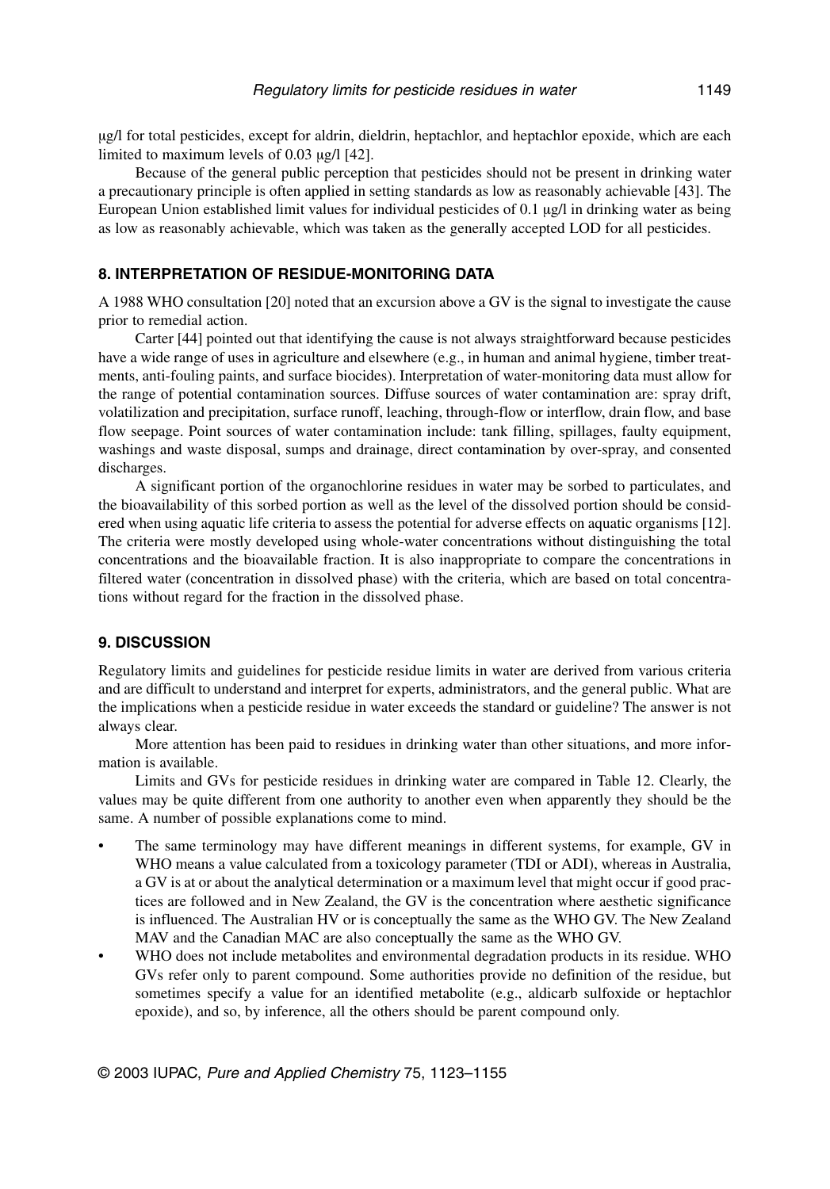μg/l for total pesticides, except for aldrin, dieldrin, heptachlor, and heptachlor epoxide, which are each limited to maximum levels of 0.03 μg/l [42].

Because of the general public perception that pesticides should not be present in drinking water a precautionary principle is often applied in setting standards as low as reasonably achievable [43]. The European Union established limit values for individual pesticides of 0.1 μg/l in drinking water as being as low as reasonably achievable, which was taken as the generally accepted LOD for all pesticides.

## 8. INTERPRETATION OF RESIDUE-MONITORING DATA

A 1988 WHO consultation [20] noted that an excursion above a GV is the signal to investigate the cause prior to remedial action.

Carter [44] pointed out that identifying the cause is not always straightforward because pesticides have a wide range of uses in agriculture and elsewhere (e.g., in human and animal hygiene, timber treatments, anti-fouling paints, and surface biocides). Interpretation of water-monitoring data must allow for the range of potential contamination sources. Diffuse sources of water contamination are: spray drift, volatilization and precipitation, surface runoff, leaching, through-flow or interflow, drain flow, and base flow seepage. Point sources of water contamination include: tank filling, spillages, faulty equipment, washings and waste disposal, sumps and drainage, direct contamination by over-spray, and consented discharges.

A significant portion of the organochlorine residues in water may be sorbed to particulates, and the bioavailability of this sorbed portion as well as the level of the dissolved portion should be considered when using aquatic life criteria to assess the potential for adverse effects on aquatic organisms [12]. The criteria were mostly developed using whole-water concentrations without distinguishing the total concentrations and the bioavailable fraction. It is also inappropriate to compare the concentrations in filtered water (concentration in dissolved phase) with the criteria, which are based on total concentrations without regard for the fraction in the dissolved phase.

## 9. DISCUSSION

Regulatory limits and guidelines for pesticide residue limits in water are derived from various criteria and are difficult to understand and interpret for experts, administrators, and the general public. What are the implications when a pesticide residue in water exceeds the standard or guideline? The answer is not always clear.

More attention has been paid to residues in drinking water than other situations, and more information is available.

Limits and GVs for pesticide residues in drinking water are compared in Table 12. Clearly, the values may be quite different from one authority to another even when apparently they should be the same. A number of possible explanations come to mind.

- The same terminology may have different meanings in different systems, for example, GV in WHO means a value calculated from a toxicology parameter (TDI or ADI), whereas in Australia, a GV is at or about the analytical determination or a maximum level that might occur if good practices are followed and in New Zealand, the GV is the concentration where aesthetic significance is influenced. The Australian HV or is conceptually the same as the WHO GV. The New Zealand MAV and the Canadian MAC are also conceptually the same as the WHO GV.
- WHO does not include metabolites and environmental degradation products in its residue. WHO GVs refer only to parent compound. Some authorities provide no definition of the residue, but sometimes specify a value for an identified metabolite (e.g., aldicarb sulfoxide or heptachlor epoxide), and so, by inference, all the others should be parent compound only.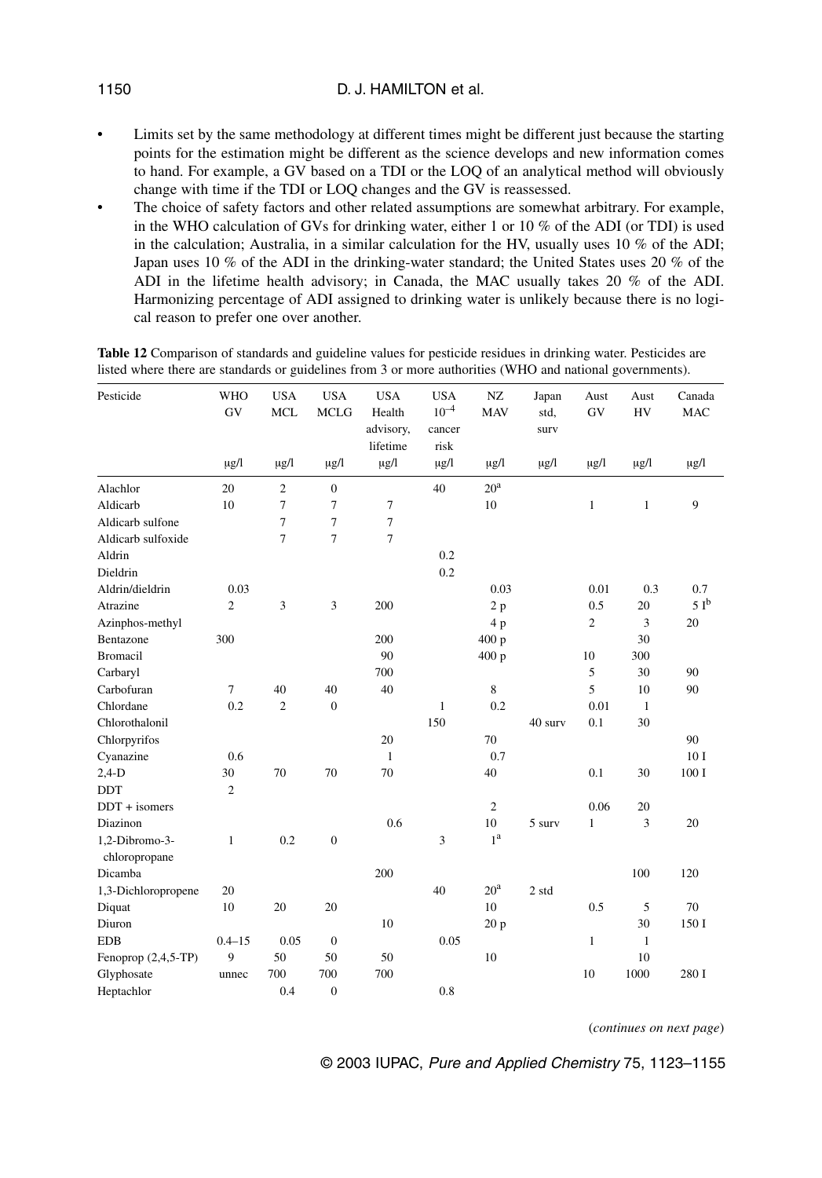- Limits set by the same methodology at different times might be different just because the starting points for the estimation might be different as the science develops and new information comes to hand. For example, a GV based on a TDI or the LOQ of an analytical method will obviously change with time if the TDI or LOQ changes and the GV is reassessed.
- The choice of safety factors and other related assumptions are somewhat arbitrary. For example, in the WHO calculation of GVs for drinking water, either 1 or 10 % of the ADI (or TDI) is used in the calculation; Australia, in a similar calculation for the HV, usually uses 10 % of the ADI; Japan uses 10 % of the ADI in the drinking-water standard; the United States uses 20 % of the ADI in the lifetime health advisory; in Canada, the MAC usually takes 20 % of the ADI. Harmonizing percentage of ADI assigned to drinking water is unlikely because there is no logical reason to prefer one over another.

**Table 12** Comparison of standards and guideline values for pesticide residues in drinking water. Pesticides are listed where there are standards or guidelines from 3 or more authorities (WHO and national governments).

| Pesticide | WHO GV | USA MCL | USA MCLG | USA Health advisory, lifetime | USA $10^{-4}$ cancer risk | NZ MAV | Japan std, surv | Aust GV | Aust HV | Canada MAC |
|---|---|---|---|---|---|---|---|---|---|---|
| | μg/l | μg/l | μg/l | μg/l | μg/l | μg/l | μg/l | μg/l | μg/l | μg/l |
| Alachlor | 20 | 2 | 0 | | 40 | 20[a] | | | | |
| Aldicarb | 10 | 7 | 7 | 7 | | 10 | | 1 | 1 | 9 |
| Aldicarb sulfone | | 7 | 7 | 7 | | | | | | |
| Aldicarb sulfoxide | | 7 | 7 | 7 | | | | | | |
| Aldrin | | | | | 0.2 | | | | | |
| Dieldrin | | | | | 0.2 | | | | | |
| Aldrin/dieldrin | 0.03 | | | | | 0.03 | | 0.01 | 0.3 | 0.7 |
| Atrazine | 2 | 3 | 3 | 200 | | 2 p | | 0.5 | 20 | 5 I[b] |
| Azinphos-methyl | | | | | | 4 p | | 2 | 3 | 20 |
| Bentazone | 300 | | | 200 | | 400 p | | | 30 | |
| Bromacil | | | | 90 | | 400 p | | 10 | 300 | |
| Carbaryl | | | | 700 | | | | 5 | 30 | 90 |
| Carbofuran | 7 | 40 | 40 | 40 | | 8 | | 5 | 10 | 90 |
| Chlordane | 0.2 | 2 | 0 | | 1 | 0.2 | | 0.01 | 1 | |
| Chlorothalonil | | | | | 150 | | 40 surv | 0.1 | 30 | |
| Chlorpyrifos | | | | 20 | | 70 | | | | 90 |
| Cyanazine | 0.6 | | | 1 | | 0.7 | | | | 10 I |
| 2,4-D | 30 | 70 | 70 | 70 | | 40 | | 0.1 | 30 | 100 I |
| DDT | 2 | | | | | | | | | |
| DDT + isomers | | | | | | 2 | | 0.06 | 20 | |
| Diazinon | | | | 0.6 | | 10 | 5 surv | 1 | 3 | 20 |
| 1,2-Dibromo-3-chloropropane | 1 | 0.2 | 0 | | 3 | 1[a] | | | | |
| Dicamba | | | | 200 | | | | | 100 | 120 |
| 1,3-Dichloropropene | 20 | | | | 40 | 20[a] | 2 std | | | |
| Diquat | 10 | 20 | 20 | | | 10 | | 0.5 | 5 | 70 |
| Diuron | | | | 10 | | 20 p | | | 30 | 150 I |
| EDB | 0.4–15 | 0.05 | 0 | | 0.05 | | | 1 | 1 | |
| Fenoprop (2,4,5-TP) | 9 | 50 | 50 | 50 | | 10 | | | 10 | |
| Glyphosate | unnec | 700 | 700 | 700 | | | | 10 | 1000 | 280 I |
| Heptachlor | | 0.4 | 0 | | 0.8 | | | | | |

(*continues on next page*)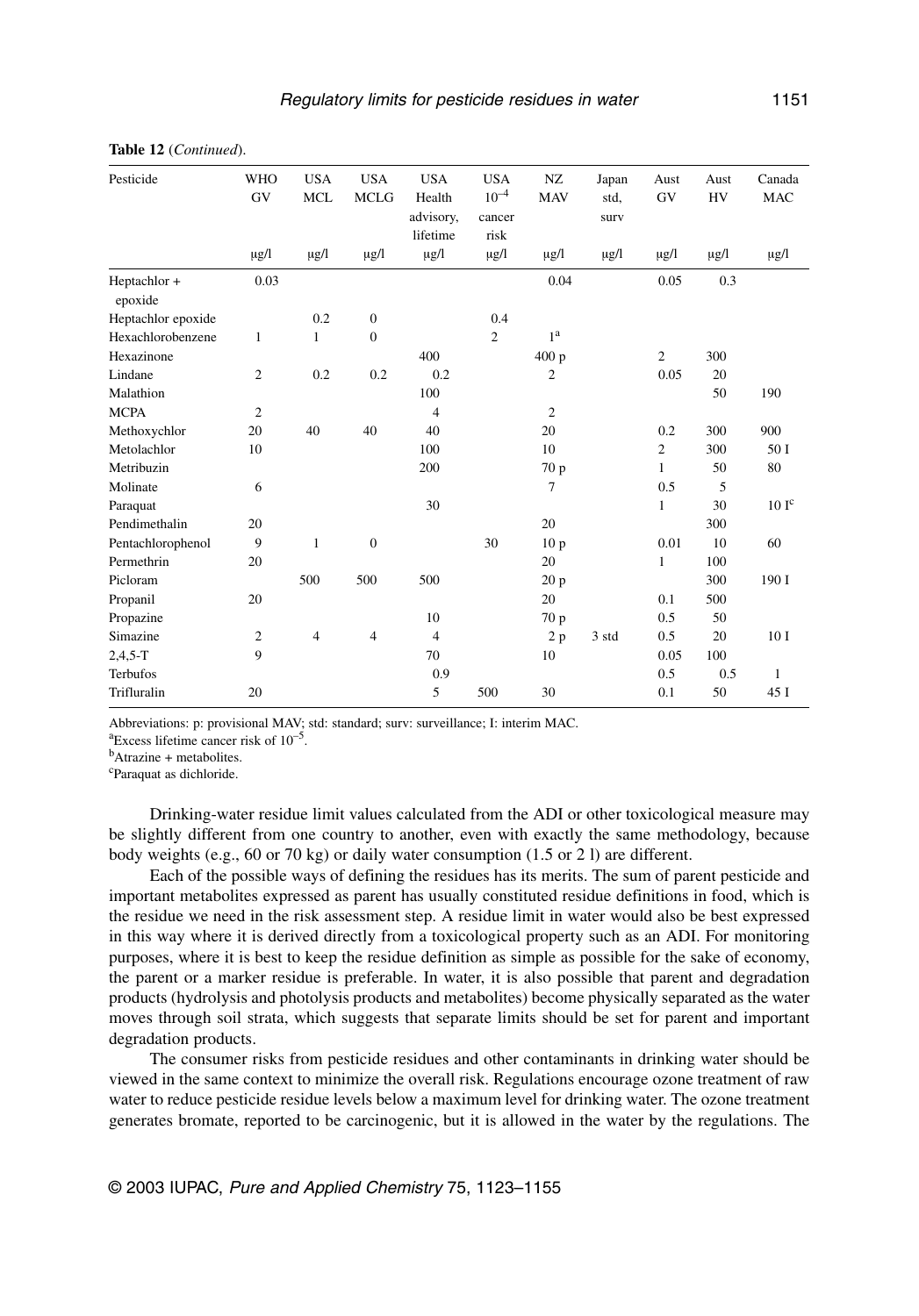**Table 12** (*Continued*).

| Pesticide | WHO GV | USA MCL | USA MCLG | USA Health advisory, lifetime | USA $10^{-4}$ cancer risk | NZ MAV | Japan std, surv | Aust GV | Aust HV | Canada MAC |
|---|---|---|---|---|---|---|---|---|---|---|
| | μg/l | μg/l | μg/l | μg/l | μg/l | μg/l | μg/l | μg/l | μg/l | μg/l |
| Heptachlor + epoxide | 0.03 | | | | | 0.04 | | 0.05 | 0.3 | |
| Heptachlor epoxide | | 0.2 | 0 | | 0.4 | | | | | |
| Hexachlorobenzene | 1 | 1 | 0 | | 2 | 1[a] | | | | |
| Hexazinone | | | | 400 | | 400 p | | 2 | 300 | |
| Lindane | 2 | 0.2 | 0.2 | 0.2 | | 2 | | 0.05 | 20 | |
| Malathion | | | | 100 | | | | | 50 | 190 |
| MCPA | 2 | | | 4 | | 2 | | | | |
| Methoxychlor | 20 | 40 | 40 | 40 | | 20 | | 0.2 | 300 | 900 |
| Metolachlor | 10 | | | 100 | | 10 | | 2 | 300 | 50 I |
| Metribuzin | | | | 200 | | 70 p | | 1 | 50 | 80 |
| Molinate | 6 | | | | | 7 | | 0.5 | 5 | |
| Paraquat | | | | 30 | | | | 1 | 30 | 10 I[c] |
| Pendimethalin | 20 | | | | | 20 | | | 300 | |
| Pentachlorophenol | 9 | 1 | 0 | | 30 | 10 p | | 0.01 | 10 | 60 |
| Permethrin | 20 | | | | | 20 | | 1 | 100 | |
| Picloram | | 500 | 500 | 500 | | 20 p | | | 300 | 190 I |
| Propanil | 20 | | | | | 20 | | 0.1 | 500 | |
| Propazine | | | | 10 | | 70 p | | 0.5 | 50 | |
| Simazine | 2 | 4 | 4 | 4 | | 2 p | 3 std | 0.5 | 20 | 10 I |
| 2,4,5-T | 9 | | | 70 | | 10 | | 0.05 | 100 | |
| Terbufos | | | | 0.9 | | | | 0.5 | 0.5 | 1 |
| Trifluralin | 20 | | | 5 | 500 | 30 | | 0.1 | 50 | 45 I |

Abbreviations: p: provisional MAV; std: standard; surv: surveillance; I: interim MAC.

[a]Excess lifetime cancer risk of $10^{-5}$.

[b]Atrazine + metabolites.

[c]Paraquat as dichloride.

Drinking-water residue limit values calculated from the ADI or other toxicological measure may be slightly different from one country to another, even with exactly the same methodology, because body weights (e.g., 60 or 70 kg) or daily water consumption (1.5 or 2 l) are different.

Each of the possible ways of defining the residues has its merits. The sum of parent pesticide and important metabolites expressed as parent has usually constituted residue definitions in food, which is the residue we need in the risk assessment step. A residue limit in water would also be best expressed in this way where it is derived directly from a toxicological property such as an ADI. For monitoring purposes, where it is best to keep the residue definition as simple as possible for the sake of economy, the parent or a marker residue is preferable. In water, it is also possible that parent and degradation products (hydrolysis and photolysis products and metabolites) become physically separated as the water moves through soil strata, which suggests that separate limits should be set for parent and important degradation products.

The consumer risks from pesticide residues and other contaminants in drinking water should be viewed in the same context to minimize the overall risk. Regulations encourage ozone treatment of raw water to reduce pesticide residue levels below a maximum level for drinking water. The ozone treatment generates bromate, reported to be carcinogenic, but it is allowed in the water by the regulations. The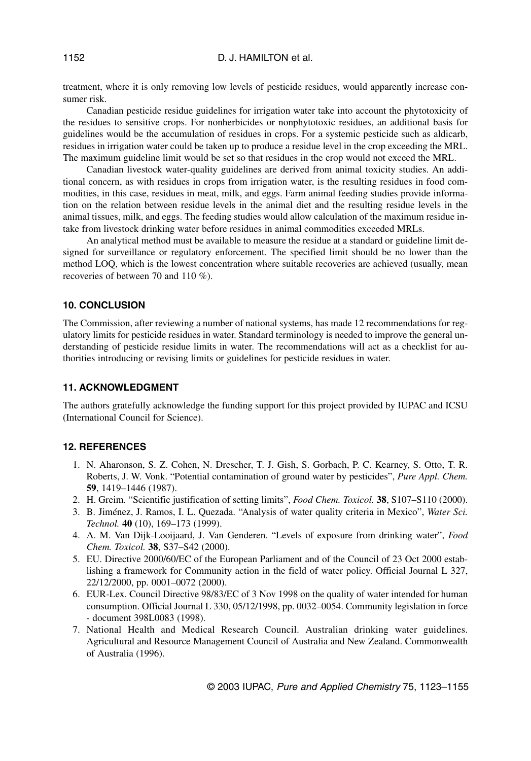treatment, where it is only removing low levels of pesticide residues, would apparently increase consumer risk.

Canadian pesticide residue guidelines for irrigation water take into account the phytotoxicity of the residues to sensitive crops. For nonherbicides or nonphytotoxic residues, an additional basis for guidelines would be the accumulation of residues in crops. For a systemic pesticide such as aldicarb, residues in irrigation water could be taken up to produce a residue level in the crop exceeding the MRL. The maximum guideline limit would be set so that residues in the crop would not exceed the MRL.

Canadian livestock water-quality guidelines are derived from animal toxicity studies. An additional concern, as with residues in crops from irrigation water, is the resulting residues in food commodities, in this case, residues in meat, milk, and eggs. Farm animal feeding studies provide information on the relation between residue levels in the animal diet and the resulting residue levels in the animal tissues, milk, and eggs. The feeding studies would allow calculation of the maximum residue intake from livestock drinking water before residues in animal commodities exceeded MRLs.

An analytical method must be available to measure the residue at a standard or guideline limit designed for surveillance or regulatory enforcement. The specified limit should be no lower than the method LOQ, which is the lowest concentration where suitable recoveries are achieved (usually, mean recoveries of between 70 and 110 %).

## 10. CONCLUSION

The Commission, after reviewing a number of national systems, has made 12 recommendations for regulatory limits for pesticide residues in water. Standard terminology is needed to improve the general understanding of pesticide residue limits in water. The recommendations will act as a checklist for authorities introducing or revising limits or guidelines for pesticide residues in water.

## 11. ACKNOWLEDGMENT

The authors gratefully acknowledge the funding support for this project provided by IUPAC and ICSU (International Council for Science).

## 12. REFERENCES

1. N. Aharonson, S. Z. Cohen, N. Drescher, T. J. Gish, S. Gorbach, P. C. Kearney, S. Otto, T. R. Roberts, J. W. Vonk. "Potential contamination of ground water by pesticides", *Pure Appl. Chem.* **59**, 1419–1446 (1987).
2. H. Greim. "Scientific justification of setting limits", *Food Chem. Toxicol.* **38**, S107–S110 (2000).
3. B. Jiménez, J. Ramos, I. L. Quezada. "Analysis of water quality criteria in Mexico", *Water Sci. Technol.* **40** (10), 169–173 (1999).
4. A. M. Van Dijk-Looijaard, J. Van Genderen. "Levels of exposure from drinking water", *Food Chem. Toxicol.* **38**, S37–S42 (2000).
5. EU. Directive 2000/60/EC of the European Parliament and of the Council of 23 Oct 2000 establishing a framework for Community action in the field of water policy. Official Journal L 327, 22/12/2000, pp. 0001–0072 (2000).
6. EUR-Lex. Council Directive 98/83/EC of 3 Nov 1998 on the quality of water intended for human consumption. Official Journal L 330, 05/12/1998, pp. 0032–0054. Community legislation in force - document 398L0083 (1998).
7. National Health and Medical Research Council. Australian drinking water guidelines. Agricultural and Resource Management Council of Australia and New Zealand. Commonwealth of Australia (1996).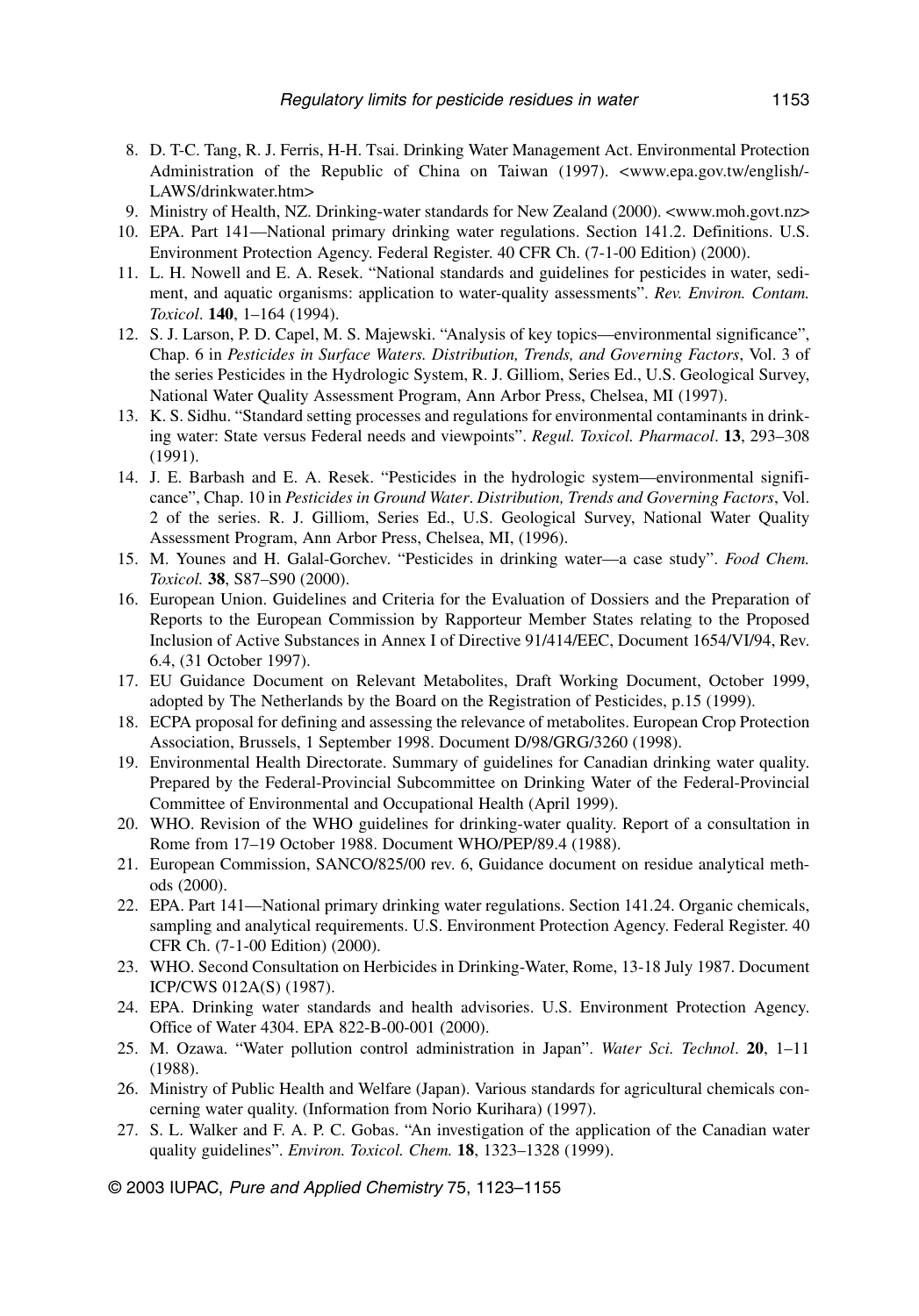8. D. T-C. Tang, R. J. Ferris, H-H. Tsai. Drinking Water Management Act. Environmental Protection Administration of the Republic of China on Taiwan (1997). <www.epa.gov.tw/english/-LAWS/drinkwater.htm>
9. Ministry of Health, NZ. Drinking-water standards for New Zealand (2000). <www.moh.govt.nz>
10. EPA. Part 141—National primary drinking water regulations. Section 141.2. Definitions. U.S. Environment Protection Agency. Federal Register. 40 CFR Ch. (7-1-00 Edition) (2000).
11. L. H. Nowell and E. A. Resek. "National standards and guidelines for pesticides in water, sediment, and aquatic organisms: application to water-quality assessments". *Rev. Environ. Contam. Toxicol*. **140**, 1–164 (1994).
12. S. J. Larson, P. D. Capel, M. S. Majewski. "Analysis of key topics—environmental significance", Chap. 6 in *Pesticides in Surface Waters. Distribution, Trends, and Governing Factors*, Vol. 3 of the series Pesticides in the Hydrologic System, R. J. Gilliom, Series Ed., U.S. Geological Survey, National Water Quality Assessment Program, Ann Arbor Press, Chelsea, MI (1997).
13. K. S. Sidhu. "Standard setting processes and regulations for environmental contaminants in drinking water: State versus Federal needs and viewpoints". *Regul. Toxicol. Pharmacol*. **13**, 293–308 (1991).
14. J. E. Barbash and E. A. Resek. "Pesticides in the hydrologic system—environmental significance", Chap. 10 in *Pesticides in Ground Water. Distribution, Trends and Governing Factors*, Vol. 2 of the series. R. J. Gilliom, Series Ed., U.S. Geological Survey, National Water Quality Assessment Program, Ann Arbor Press, Chelsea, MI, (1996).
15. M. Younes and H. Galal-Gorchev. "Pesticides in drinking water—a case study". *Food Chem. Toxicol.* **38**, S87–S90 (2000).
16. European Union. Guidelines and Criteria for the Evaluation of Dossiers and the Preparation of Reports to the European Commission by Rapporteur Member States relating to the Proposed Inclusion of Active Substances in Annex I of Directive 91/414/EEC, Document 1654/VI/94, Rev. 6.4, (31 October 1997).
17. EU Guidance Document on Relevant Metabolites, Draft Working Document, October 1999, adopted by The Netherlands by the Board on the Registration of Pesticides, p.15 (1999).
18. ECPA proposal for defining and assessing the relevance of metabolites. European Crop Protection Association, Brussels, 1 September 1998. Document D/98/GRG/3260 (1998).
19. Environmental Health Directorate. Summary of guidelines for Canadian drinking water quality. Prepared by the Federal-Provincial Subcommittee on Drinking Water of the Federal-Provincial Committee of Environmental and Occupational Health (April 1999).
20. WHO. Revision of the WHO guidelines for drinking-water quality. Report of a consultation in Rome from 17–19 October 1988. Document WHO/PEP/89.4 (1988).
21. European Commission, SANCO/825/00 rev. 6, Guidance document on residue analytical methods (2000).
22. EPA. Part 141—National primary drinking water regulations. Section 141.24. Organic chemicals, sampling and analytical requirements. U.S. Environment Protection Agency. Federal Register. 40 CFR Ch. (7-1-00 Edition) (2000).
23. WHO. Second Consultation on Herbicides in Drinking-Water, Rome, 13-18 July 1987. Document ICP/CWS 012A(S) (1987).
24. EPA. Drinking water standards and health advisories. U.S. Environment Protection Agency. Office of Water 4304. EPA 822-B-00-001 (2000).
25. M. Ozawa. "Water pollution control administration in Japan". *Water Sci. Technol*. **20**, 1–11 (1988).
26. Ministry of Public Health and Welfare (Japan). Various standards for agricultural chemicals concerning water quality. (Information from Norio Kurihara) (1997).
27. S. L. Walker and F. A. P. C. Gobas. "An investigation of the application of the Canadian water quality guidelines". *Environ. Toxicol. Chem.* **18**, 1323–1328 (1999).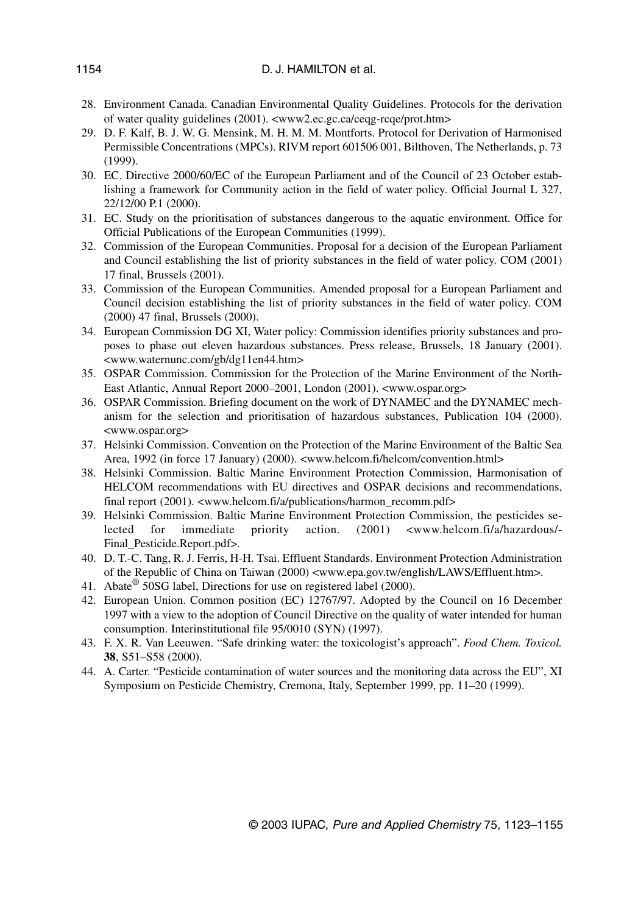28. Environment Canada. Canadian Environmental Quality Guidelines. Protocols for the derivation of water quality guidelines (2001). <www2.ec.gc.ca/ceqg-rcqe/prot.htm>
29. D. F. Kalf, B. J. W. G. Mensink, M. H. M. M. Montforts. Protocol for Derivation of Harmonised Permissible Concentrations (MPCs). RIVM report 601506 001, Bilthoven, The Netherlands, p. 73 (1999).
30. EC. Directive 2000/60/EC of the European Parliament and of the Council of 23 October establishing a framework for Community action in the field of water policy. Official Journal L 327, 22/12/00 P.1 (2000).
31. EC. Study on the prioritisation of substances dangerous to the aquatic environment. Office for Official Publications of the European Communities (1999).
32. Commission of the European Communities. Proposal for a decision of the European Parliament and Council establishing the list of priority substances in the field of water policy. COM (2001) 17 final, Brussels (2001).
33. Commission of the European Communities. Amended proposal for a European Parliament and Council decision establishing the list of priority substances in the field of water policy. COM (2000) 47 final, Brussels (2000).
34. European Commission DG XI, Water policy: Commission identifies priority substances and proposes to phase out eleven hazardous substances. Press release, Brussels, 18 January (2001). <www.waternunc.com/gb/dg11en44.htm>
35. OSPAR Commission. Commission for the Protection of the Marine Environment of the North-East Atlantic, Annual Report 2000–2001, London (2001). <www.ospar.org>
36. OSPAR Commission. Briefing document on the work of DYNAMEC and the DYNAMEC mechanism for the selection and prioritisation of hazardous substances, Publication 104 (2000). <www.ospar.org>
37. Helsinki Commission. Convention on the Protection of the Marine Environment of the Baltic Sea Area, 1992 (in force 17 January) (2000). <www.helcom.fi/helcom/convention.html>
38. Helsinki Commission. Baltic Marine Environment Protection Commission, Harmonisation of HELCOM recommendations with EU directives and OSPAR decisions and recommendations, final report (2001). <www.helcom.fi/a/publications/harmon_recomm.pdf>
39. Helsinki Commission. Baltic Marine Environment Protection Commission, the pesticides selected for immediate priority action. (2001) <www.helcom.fi/a/hazardous/-Final_Pesticide.Report.pdf>.
40. D. T.-C. Tang, R. J. Ferris, H-H. Tsai. Effluent Standards. Environment Protection Administration of the Republic of China on Taiwan (2000) <www.epa.gov.tw/english/LAWS/Effluent.htm>.
41. Abate® 50SG label, Directions for use on registered label (2000).
42. European Union. Common position (EC) 12767/97. Adopted by the Council on 16 December 1997 with a view to the adoption of Council Directive on the quality of water intended for human consumption. Interinstitutional file 95/0010 (SYN) (1997).
43. F. X. R. Van Leeuwen. "Safe drinking water: the toxicologist's approach". *Food Chem. Toxicol.* **38**, S51–S58 (2000).
44. A. Carter. "Pesticide contamination of water sources and the monitoring data across the EU", XI Symposium on Pesticide Chemistry, Cremona, Italy, September 1999, pp. 11–20 (1999).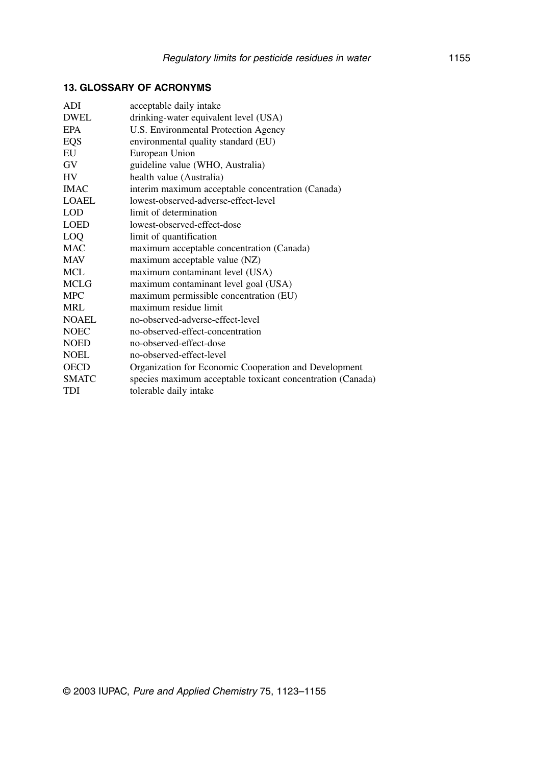## 13. GLOSSARY OF ACRONYMS

| | |
|---|---|
| ADI | acceptable daily intake |
| DWEL | drinking-water equivalent level (USA) |
| EPA | U.S. Environmental Protection Agency |
| EQS | environmental quality standard (EU) |
| EU | European Union |
| GV | guideline value (WHO, Australia) |
| HV | health value (Australia) |
| IMAC | interim maximum acceptable concentration (Canada) |
| LOAEL | lowest-observed-adverse-effect-level |
| LOD | limit of determination |
| LOED | lowest-observed-effect-dose |
| LOQ | limit of quantification |
| MAC | maximum acceptable concentration (Canada) |
| MAV | maximum acceptable value (NZ) |
| MCL | maximum contaminant level (USA) |
| MCLG | maximum contaminant level goal (USA) |
| MPC | maximum permissible concentration (EU) |
| MRL | maximum residue limit |
| NOAEL | no-observed-adverse-effect-level |
| NOEC | no-observed-effect-concentration |
| NOED | no-observed-effect-dose |
| NOEL | no-observed-effect-level |
| OECD | Organization for Economic Cooperation and Development |
| SMATC | species maximum acceptable toxicant concentration (Canada) |
| TDI | tolerable daily intake |